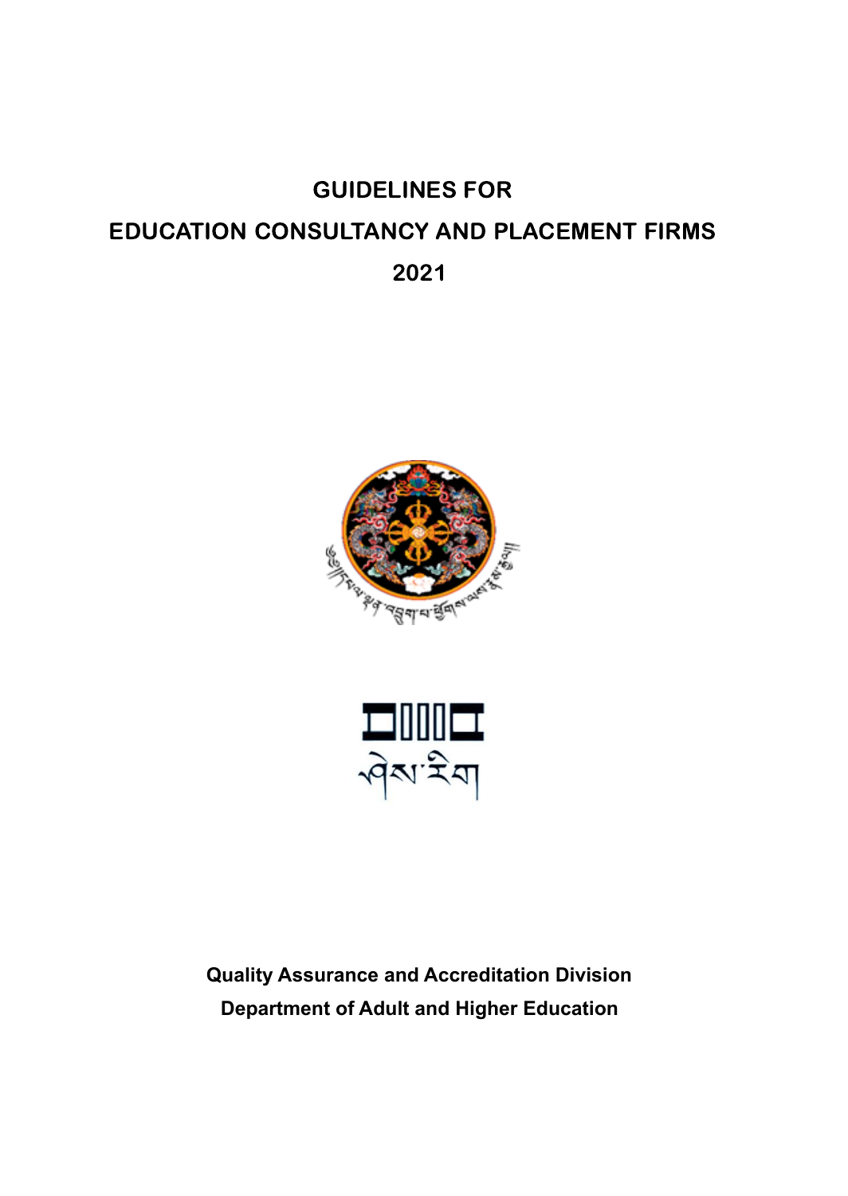# GUIDELINES FOR EDUCATION CONSULTANCY AND PLACEMENT FIRMS 2021

**Quality Assurance and Accreditation Division**

**Department of Adult and Higher Education**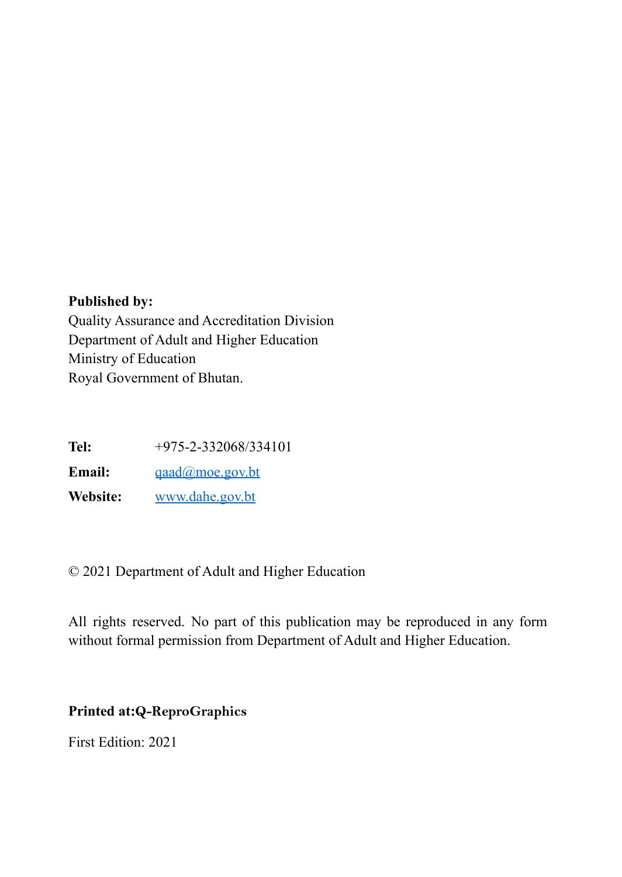**Published by:**
Quality Assurance and Accreditation Division
Department of Adult and Higher Education
Ministry of Education
Royal Government of Bhutan.

**Tel:** +975-2-332068/334101

**Email:** qaad@moe.gov.bt

**Website:** www.dahe.gov.bt

© 2021 Department of Adult and Higher Education

All rights reserved. No part of this publication may be reproduced in any form without formal permission from Department of Adult and Higher Education.

**Printed at:Q-ReproGraphics**

First Edition: 2021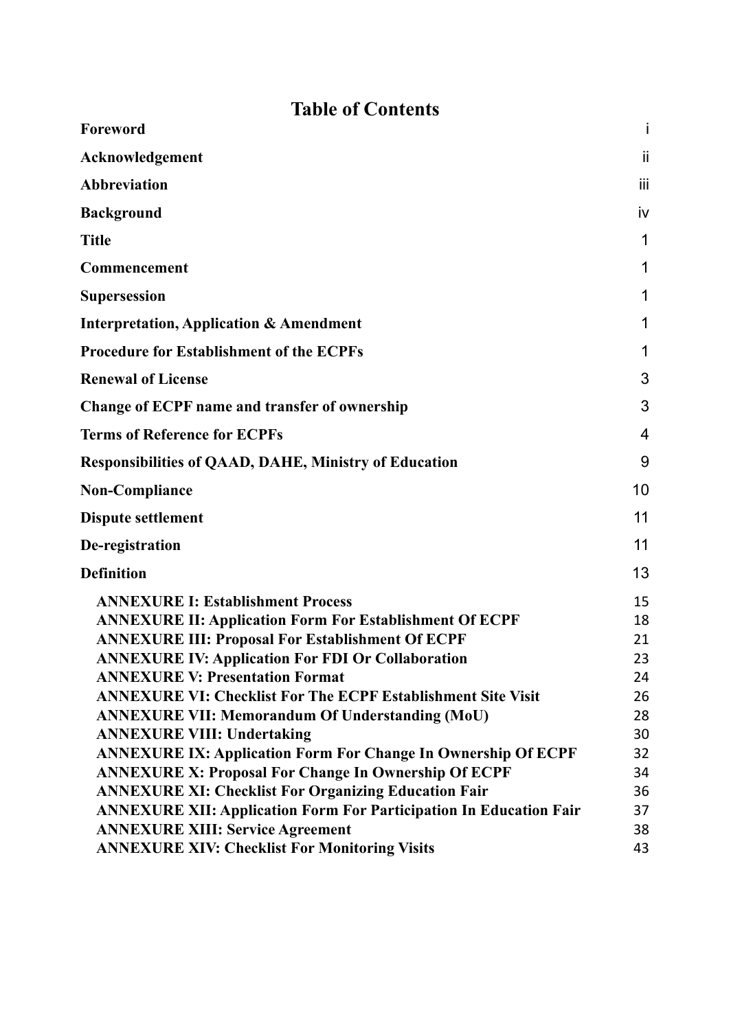# Table of Contents

| | |
|---|---|
| **Foreword** | i |
| **Acknowledgement** | ii |
| **Abbreviation** | iii |
| **Background** | iv |
| **Title** | 1 |
| **Commencement** | 1 |
| **Supersession** | 1 |
| **Interpretation, Application & Amendment** | 1 |
| **Procedure for Establishment of the ECPFs** | 1 |
| **Renewal of License** | 3 |
| **Change of ECPF name and transfer of ownership** | 3 |
| **Terms of Reference for ECPFs** | 4 |
| **Responsibilities of QAAD, DAHE, Ministry of Education** | 9 |
| **Non-Compliance** | 10 |
| **Dispute settlement** | 11 |
| **De-registration** | 11 |
| **Definition** | 13 |
| **ANNEXURE I: Establishment Process** | 15 |
| **ANNEXURE II: Application Form For Establishment Of ECPF** | 18 |
| **ANNEXURE III: Proposal For Establishment Of ECPF** | 21 |
| **ANNEXURE IV: Application For FDI Or Collaboration** | 23 |
| **ANNEXURE V: Presentation Format** | 24 |
| **ANNEXURE VI: Checklist For The ECPF Establishment Site Visit** | 26 |
| **ANNEXURE VII: Memorandum Of Understanding (MoU)** | 28 |
| **ANNEXURE VIII: Undertaking** | 30 |
| **ANNEXURE IX: Application Form For Change In Ownership Of ECPF** | 32 |
| **ANNEXURE X: Proposal For Change In Ownership Of ECPF** | 34 |
| **ANNEXURE XI: Checklist For Organizing Education Fair** | 36 |
| **ANNEXURE XII: Application Form For Participation In Education Fair** | 37 |
| **ANNEXURE XIII: Service Agreement** | 38 |
| **ANNEXURE XIV: Checklist For Monitoring Visits** | 43 |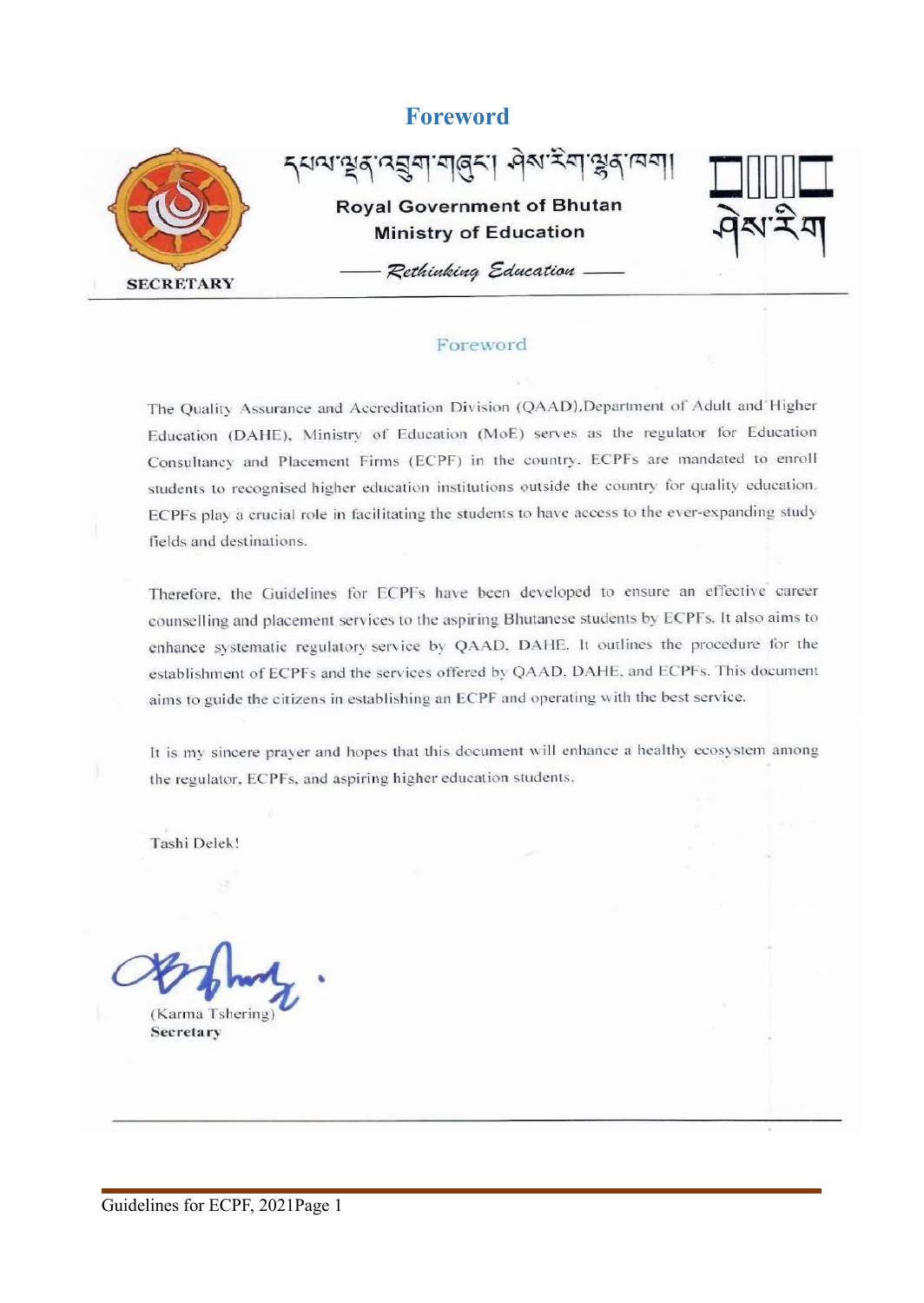# Foreword

དཔལ་ལྡན་འབྲུག་གཞུང་། ཤེས་རིག་ལྷན་ཁག།

**Royal Government of Bhutan**

**Ministry of Education**

*Rethinking Education*

**SECRETARY**

ཤེས་རིག

## Foreword

The Quality Assurance and Accreditation Division (QAAD), Department of Adult and Higher Education (DAHE), Ministry of Education (MoE) serves as the regulator for Education Consultancy and Placement Firms (ECPF) in the country. ECPFs are mandated to enroll students to recognised higher education institutions outside the country for quality education. ECPFs play a crucial role in facilitating the students to have access to the ever-expanding study fields and destinations.

Therefore, the Guidelines for ECPFs have been developed to ensure an effective career counselling and placement services to the aspiring Bhutanese students by ECPFs. It also aims to enhance systematic regulatory service by QAAD, DAHE. It outlines the procedure for the establishment of ECPFs and the services offered by QAAD, DAHE, and ECPFs. This document aims to guide the citizens in establishing an ECPF and operating with the best service.

It is my sincere prayer and hopes that this document will enhance a healthy ecosystem among the regulator, ECPFs, and aspiring higher education students.

Tashi Delek!

(Karma Tshering)
**Secretary**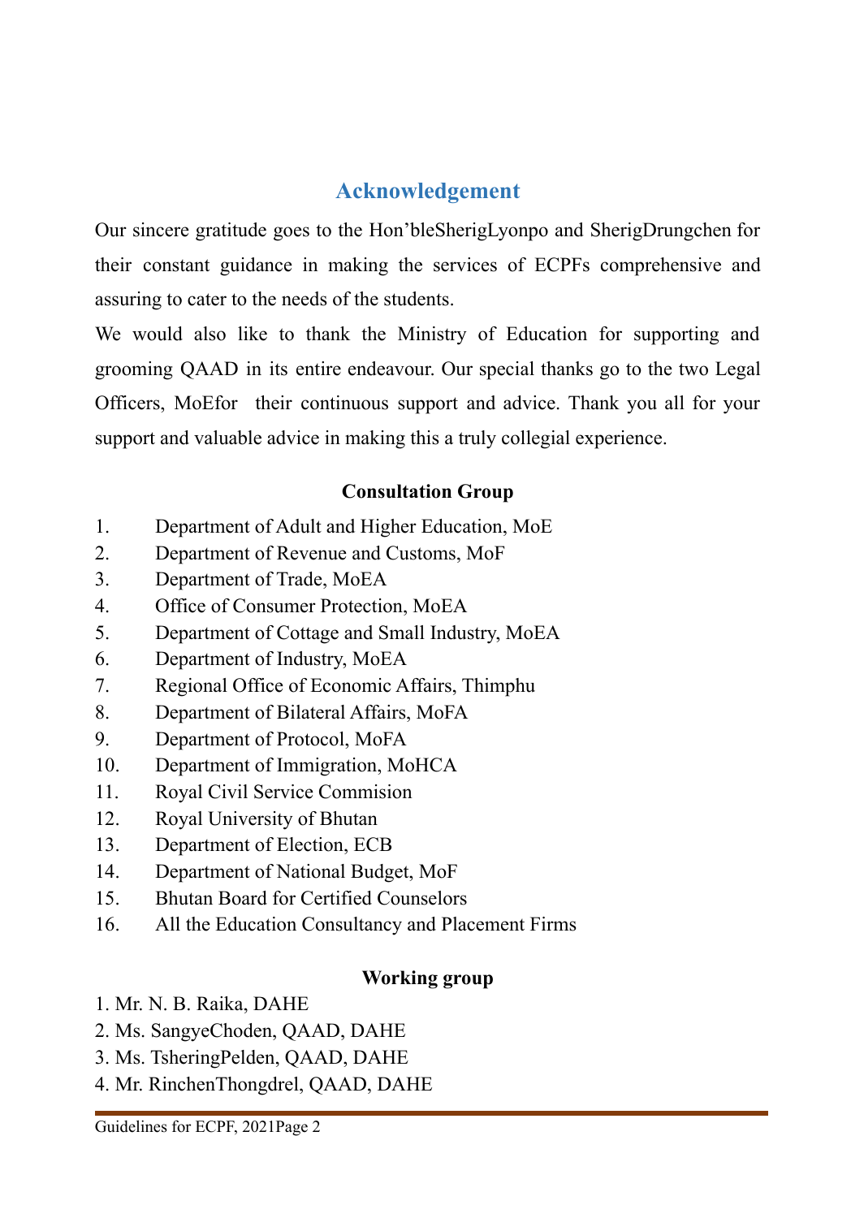## Acknowledgement

Our sincere gratitude goes to the Hon'bleSherigLyonpo and SherigDrungchen for their constant guidance in making the services of ECPFs comprehensive and assuring to cater to the needs of the students.

We would also like to thank the Ministry of Education for supporting and grooming QAAD in its entire endeavour. Our special thanks go to the two Legal Officers, MoEfor their continuous support and advice. Thank you all for your support and valuable advice in making this a truly collegial experience.

**Consultation Group**

1. Department of Adult and Higher Education, MoE
2. Department of Revenue and Customs, MoF
3. Department of Trade, MoEA
4. Office of Consumer Protection, MoEA
5. Department of Cottage and Small Industry, MoEA
6. Department of Industry, MoEA
7. Regional Office of Economic Affairs, Thimphu
8. Department of Bilateral Affairs, MoFA
9. Department of Protocol, MoFA
10. Department of Immigration, MoHCA
11. Royal Civil Service Commision
12. Royal University of Bhutan
13. Department of Election, ECB
14. Department of National Budget, MoF
15. Bhutan Board for Certified Counselors
16. All the Education Consultancy and Placement Firms

**Working group**

1. Mr. N. B. Raika, DAHE
2. Ms. SangyeChoden, QAAD, DAHE
3. Ms. TsheringPelden, QAAD, DAHE
4. Mr. RinchenThongdrel, QAAD, DAHE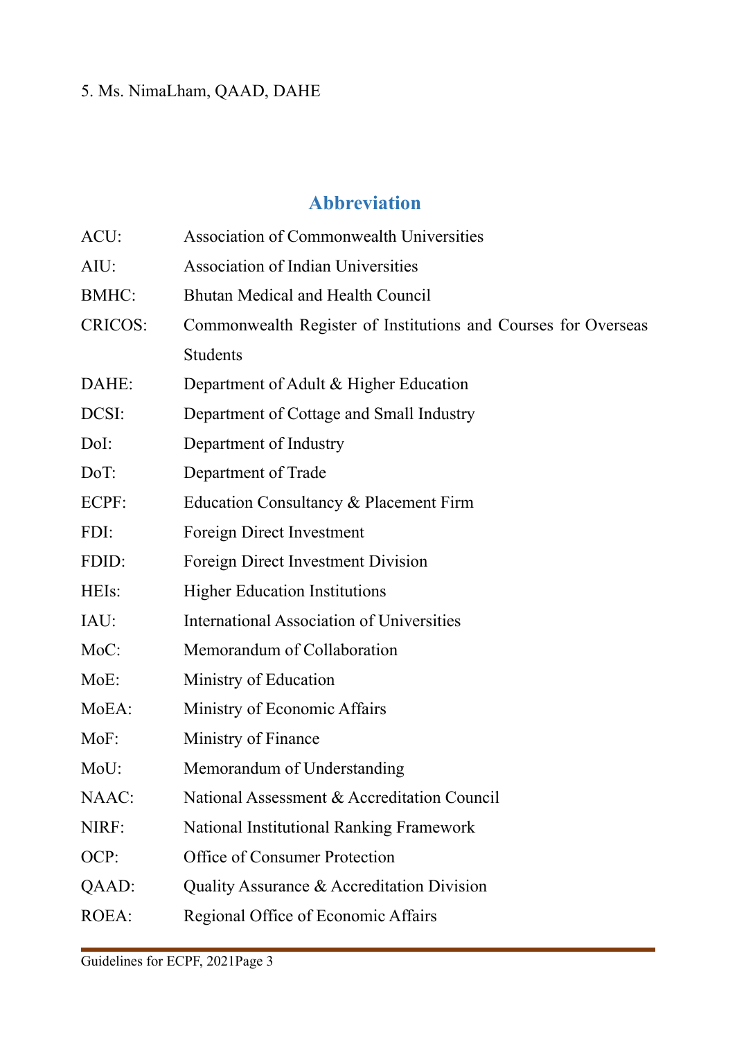5. Ms. NimaLham, QAAD, DAHE

## Abbreviation

| | |
|---|---|
| ACU: | Association of Commonwealth Universities |
| AIU: | Association of Indian Universities |
| BMHC: | Bhutan Medical and Health Council |
| CRICOS: | Commonwealth Register of Institutions and Courses for Overseas Students |
| DAHE: | Department of Adult & Higher Education |
| DCSI: | Department of Cottage and Small Industry |
| DoI: | Department of Industry |
| DoT: | Department of Trade |
| ECPF: | Education Consultancy & Placement Firm |
| FDI: | Foreign Direct Investment |
| FDID: | Foreign Direct Investment Division |
| HEIs: | Higher Education Institutions |
| IAU: | International Association of Universities |
| MoC: | Memorandum of Collaboration |
| MoE: | Ministry of Education |
| MoEA: | Ministry of Economic Affairs |
| MoF: | Ministry of Finance |
| MoU: | Memorandum of Understanding |
| NAAC: | National Assessment & Accreditation Council |
| NIRF: | National Institutional Ranking Framework |
| OCP: | Office of Consumer Protection |
| QAAD: | Quality Assurance & Accreditation Division |
| ROEA: | Regional Office of Economic Affairs |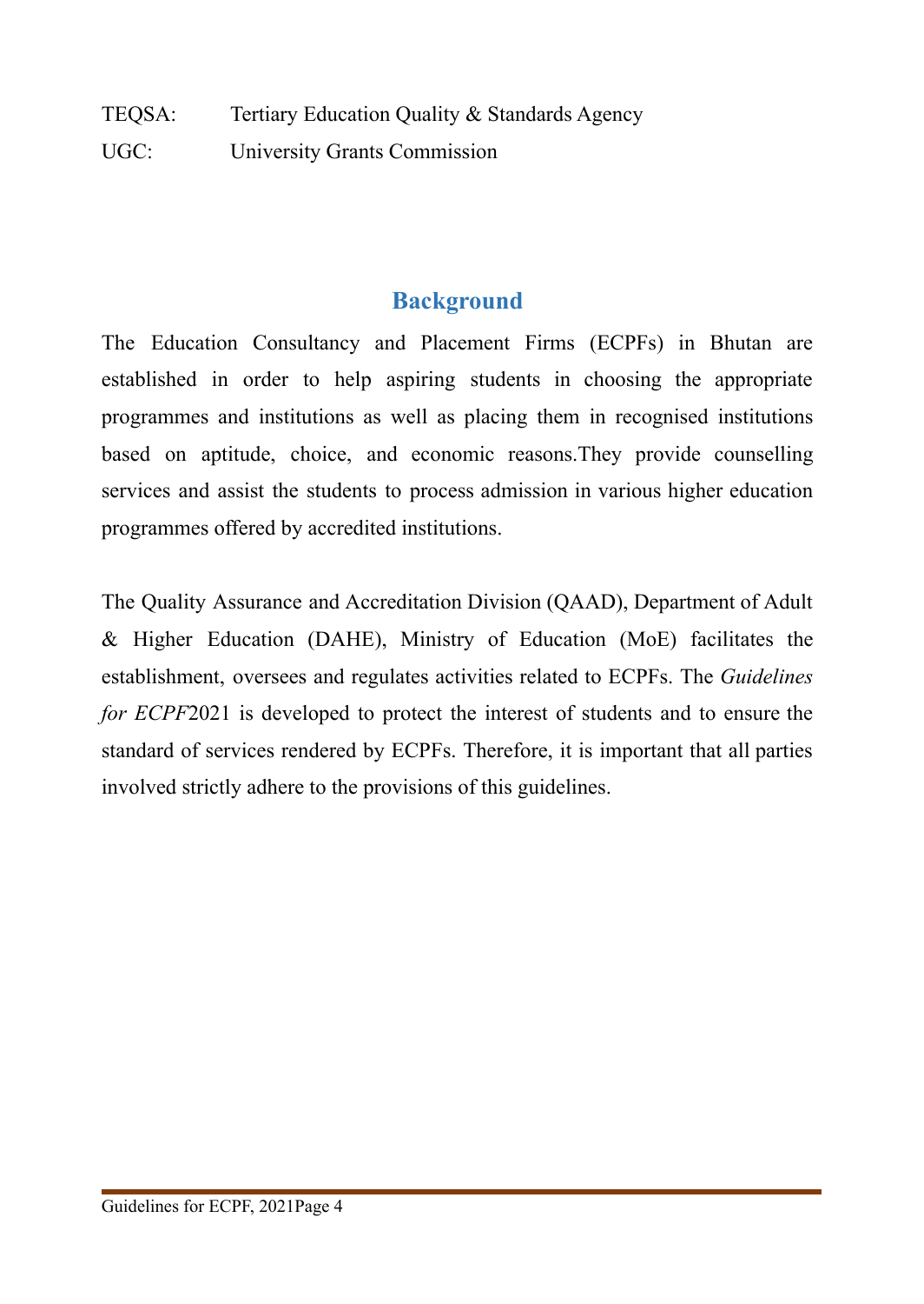TEQSA: Tertiary Education Quality & Standards Agency

UGC: University Grants Commission

## Background

The Education Consultancy and Placement Firms (ECPFs) in Bhutan are established in order to help aspiring students in choosing the appropriate programmes and institutions as well as placing them in recognised institutions based on aptitude, choice, and economic reasons.They provide counselling services and assist the students to process admission in various higher education programmes offered by accredited institutions.

The Quality Assurance and Accreditation Division (QAAD), Department of Adult & Higher Education (DAHE), Ministry of Education (MoE) facilitates the establishment, oversees and regulates activities related to ECPFs. The *Guidelines for ECPF*2021 is developed to protect the interest of students and to ensure the standard of services rendered by ECPFs. Therefore, it is important that all parties involved strictly adhere to the provisions of this guidelines.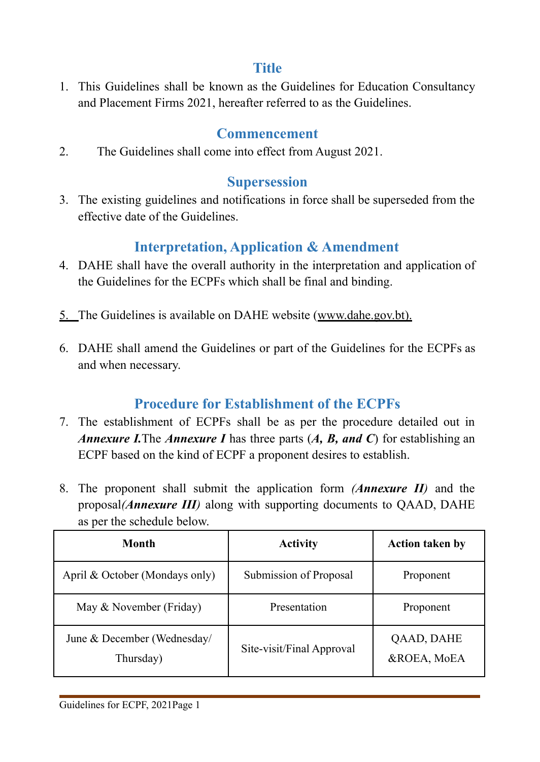## Title

1. This Guidelines shall be known as the Guidelines for Education Consultancy and Placement Firms 2021, hereafter referred to as the Guidelines.

## Commencement

2. The Guidelines shall come into effect from August 2021.

## Supersession

3. The existing guidelines and notifications in force shall be superseded from the effective date of the Guidelines.

## Interpretation, Application & Amendment

4. DAHE shall have the overall authority in the interpretation and application of the Guidelines for the ECPFs which shall be final and binding.

5. The Guidelines is available on DAHE website (www.dahe.gov.bt).

6. DAHE shall amend the Guidelines or part of the Guidelines for the ECPFs as and when necessary.

## Procedure for Establishment of the ECPFs

7. The establishment of ECPFs shall be as per the procedure detailed out in ***Annexure I.***The ***Annexure I*** has three parts (***A, B, and C***) for establishing an ECPF based on the kind of ECPF a proponent desires to establish.

8. The proponent shall submit the application form ***(Annexure II)*** and the proposal***(Annexure III)*** along with supporting documents to QAAD, DAHE as per the schedule below.

| Month | Activity | Action taken by |
|---|---|---|
| April & October (Mondays only) | Submission of Proposal | Proponent |
| May & November (Friday) | Presentation | Proponent |
| June & December (Wednesday/ Thursday) | Site-visit/Final Approval | QAAD, DAHE &ROEA, MoEA |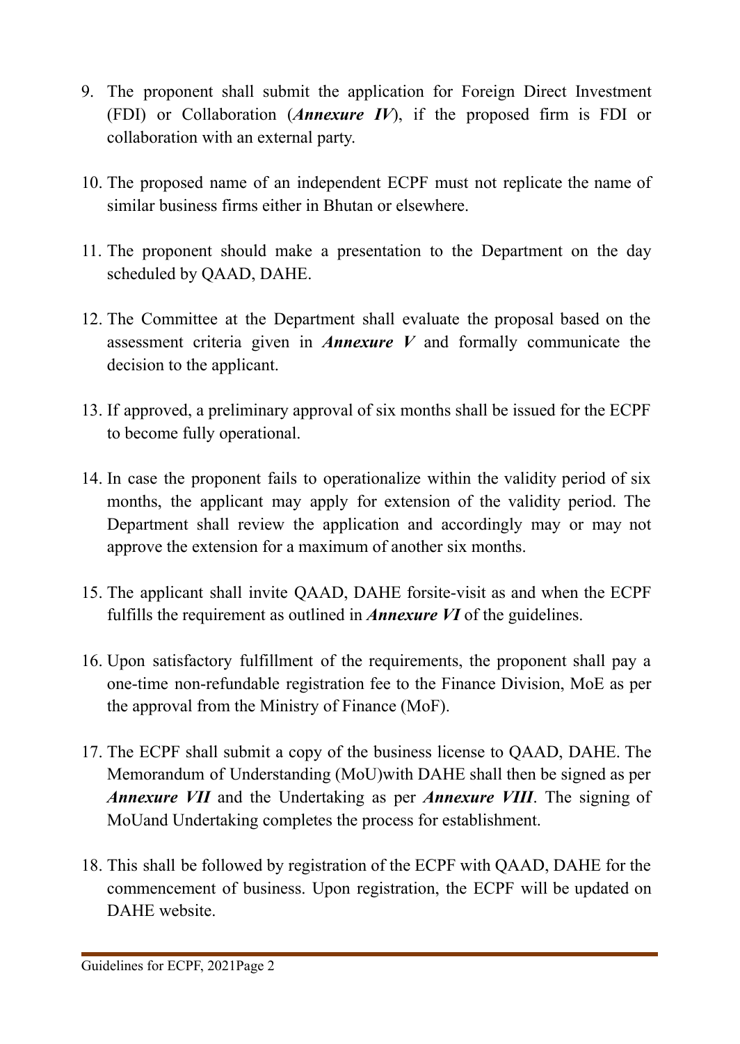9. The proponent shall submit the application for Foreign Direct Investment (FDI) or Collaboration (***Annexure IV***), if the proposed firm is FDI or collaboration with an external party.

10. The proposed name of an independent ECPF must not replicate the name of similar business firms either in Bhutan or elsewhere.

11. The proponent should make a presentation to the Department on the day scheduled by QAAD, DAHE.

12. The Committee at the Department shall evaluate the proposal based on the assessment criteria given in ***Annexure V*** and formally communicate the decision to the applicant.

13. If approved, a preliminary approval of six months shall be issued for the ECPF to become fully operational.

14. In case the proponent fails to operationalize within the validity period of six months, the applicant may apply for extension of the validity period. The Department shall review the application and accordingly may or may not approve the extension for a maximum of another six months.

15. The applicant shall invite QAAD, DAHE forsite-visit as and when the ECPF fulfills the requirement as outlined in ***Annexure VI*** of the guidelines.

16. Upon satisfactory fulfillment of the requirements, the proponent shall pay a one-time non-refundable registration fee to the Finance Division, MoE as per the approval from the Ministry of Finance (MoF).

17. The ECPF shall submit a copy of the business license to QAAD, DAHE. The Memorandum of Understanding (MoU)with DAHE shall then be signed as per ***Annexure VII*** and the Undertaking as per ***Annexure VIII***. The signing of MoUand Undertaking completes the process for establishment.

18. This shall be followed by registration of the ECPF with QAAD, DAHE for the commencement of business. Upon registration, the ECPF will be updated on DAHE website.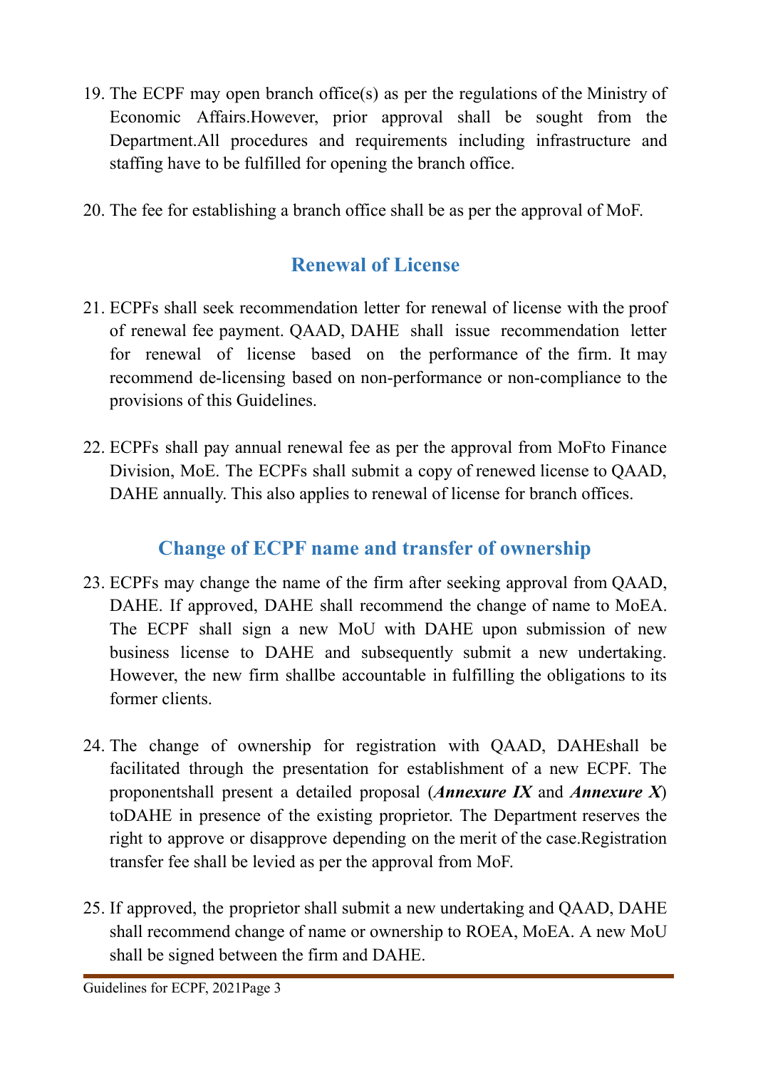19. The ECPF may open branch office(s) as per the regulations of the Ministry of Economic Affairs.However, prior approval shall be sought from the Department.All procedures and requirements including infrastructure and staffing have to be fulfilled for opening the branch office.

20. The fee for establishing a branch office shall be as per the approval of MoF.

## Renewal of License

21. ECPFs shall seek recommendation letter for renewal of license with the proof of renewal fee payment. QAAD, DAHE shall issue recommendation letter for renewal of license based on the performance of the firm. It may recommend de-licensing based on non-performance or non-compliance to the provisions of this Guidelines.

22. ECPFs shall pay annual renewal fee as per the approval from MoFto Finance Division, MoE. The ECPFs shall submit a copy of renewed license to QAAD, DAHE annually. This also applies to renewal of license for branch offices.

## Change of ECPF name and transfer of ownership

23. ECPFs may change the name of the firm after seeking approval from QAAD, DAHE. If approved, DAHE shall recommend the change of name to MoEA. The ECPF shall sign a new MoU with DAHE upon submission of new business license to DAHE and subsequently submit a new undertaking. However, the new firm shallbe accountable in fulfilling the obligations to its former clients.

24. The change of ownership for registration with QAAD, DAHEshall be facilitated through the presentation for establishment of a new ECPF. The proponentshall present a detailed proposal (***Annexure IX*** and ***Annexure X***) toDAHE in presence of the existing proprietor. The Department reserves the right to approve or disapprove depending on the merit of the case.Registration transfer fee shall be levied as per the approval from MoF.

25. If approved, the proprietor shall submit a new undertaking and QAAD, DAHE shall recommend change of name or ownership to ROEA, MoEA. A new MoU shall be signed between the firm and DAHE.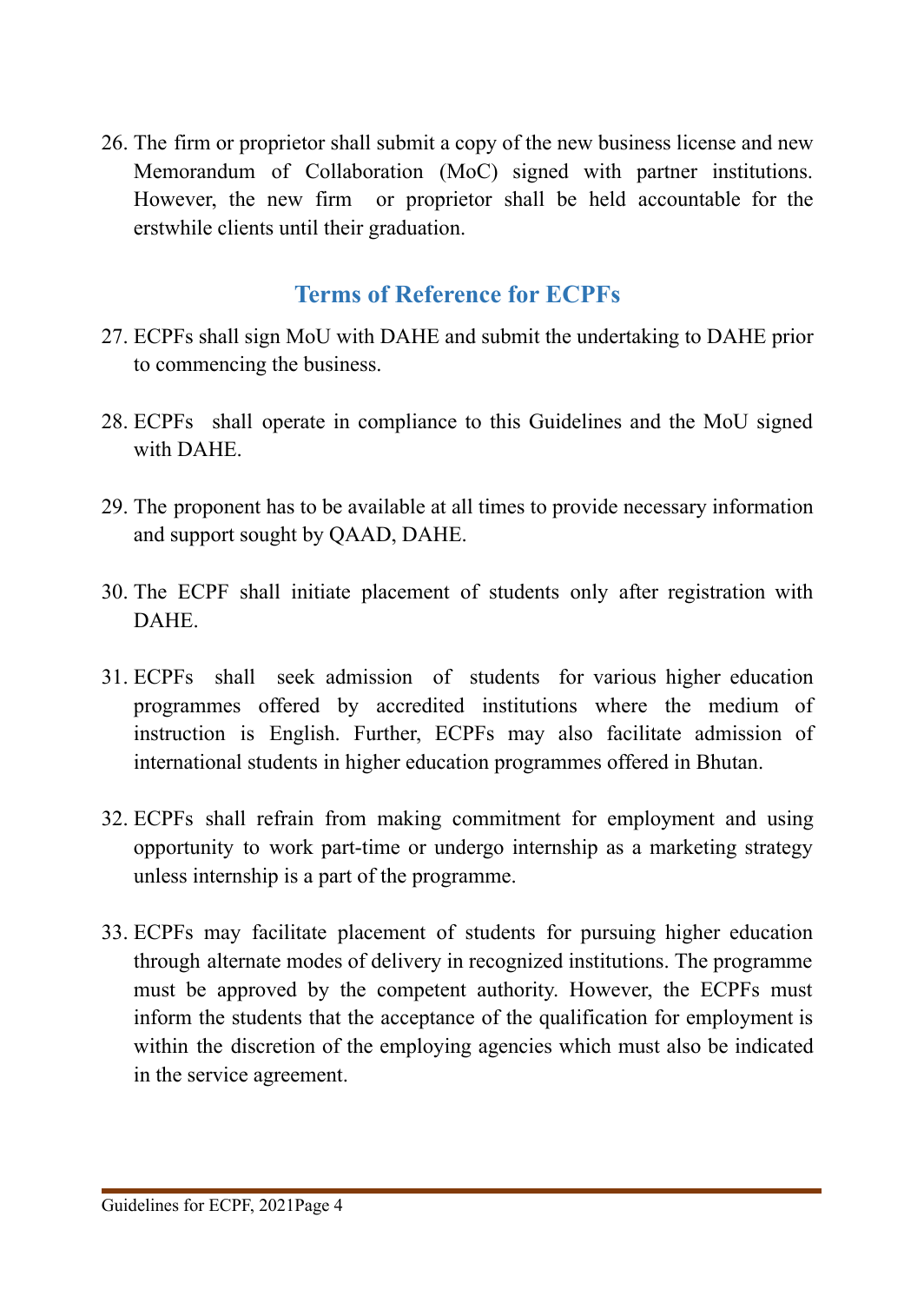26. The firm or proprietor shall submit a copy of the new business license and new Memorandum of Collaboration (MoC) signed with partner institutions. However, the new firm or proprietor shall be held accountable for the erstwhile clients until their graduation.

## Terms of Reference for ECPFs

27. ECPFs shall sign MoU with DAHE and submit the undertaking to DAHE prior to commencing the business.

28. ECPFs shall operate in compliance to this Guidelines and the MoU signed with DAHE.

29. The proponent has to be available at all times to provide necessary information and support sought by QAAD, DAHE.

30. The ECPF shall initiate placement of students only after registration with DAHE.

31. ECPFs shall seek admission of students for various higher education programmes offered by accredited institutions where the medium of instruction is English. Further, ECPFs may also facilitate admission of international students in higher education programmes offered in Bhutan.

32. ECPFs shall refrain from making commitment for employment and using opportunity to work part-time or undergo internship as a marketing strategy unless internship is a part of the programme.

33. ECPFs may facilitate placement of students for pursuing higher education through alternate modes of delivery in recognized institutions. The programme must be approved by the competent authority. However, the ECPFs must inform the students that the acceptance of the qualification for employment is within the discretion of the employing agencies which must also be indicated in the service agreement.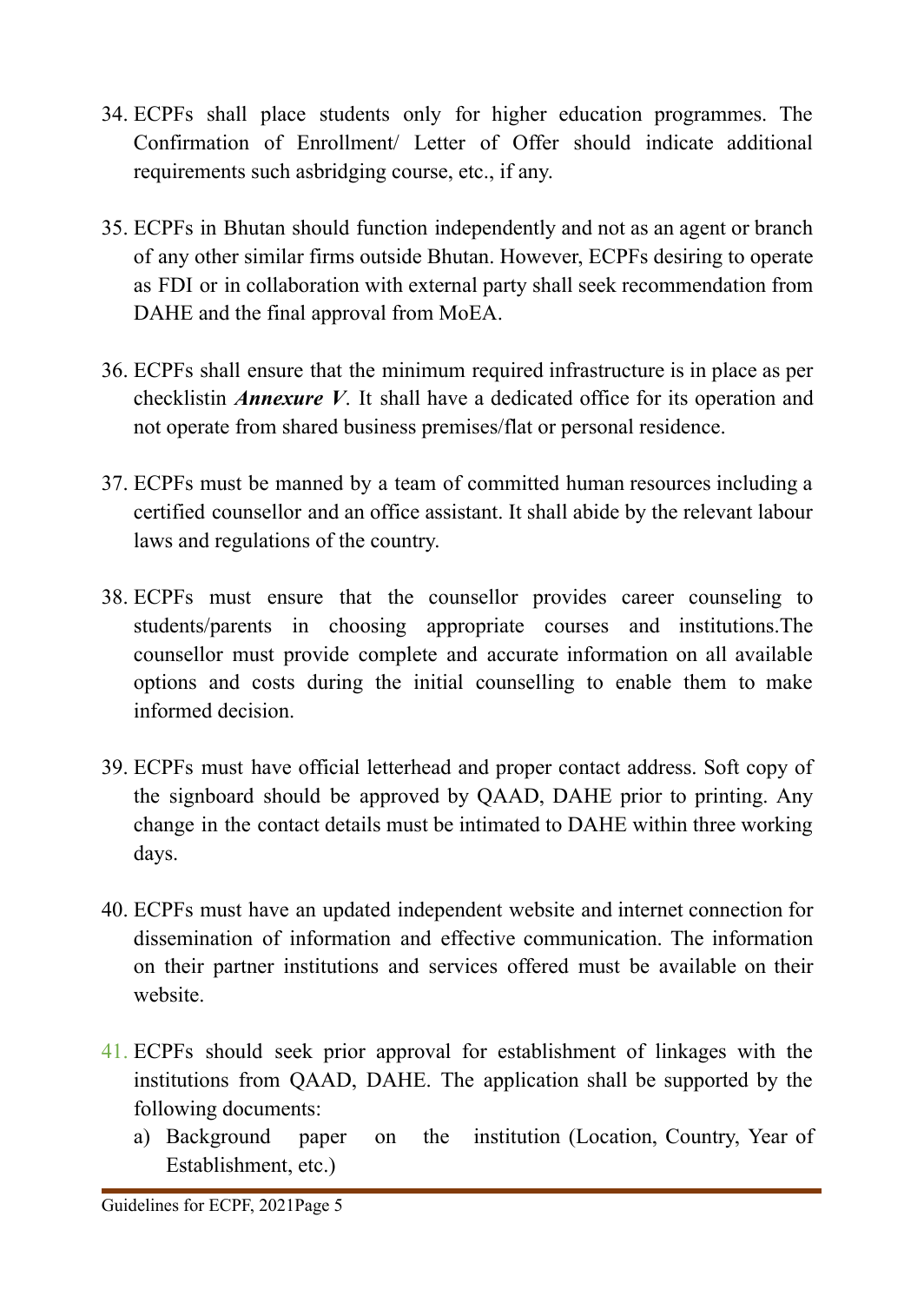34. ECPFs shall place students only for higher education programmes. The Confirmation of Enrollment/ Letter of Offer should indicate additional requirements such asbridging course, etc., if any.

35. ECPFs in Bhutan should function independently and not as an agent or branch of any other similar firms outside Bhutan. However, ECPFs desiring to operate as FDI or in collaboration with external party shall seek recommendation from DAHE and the final approval from MoEA.

36. ECPFs shall ensure that the minimum required infrastructure is in place as per checklistin ***Annexure V***. It shall have a dedicated office for its operation and not operate from shared business premises/flat or personal residence.

37. ECPFs must be manned by a team of committed human resources including a certified counsellor and an office assistant. It shall abide by the relevant labour laws and regulations of the country.

38. ECPFs must ensure that the counsellor provides career counseling to students/parents in choosing appropriate courses and institutions.The counsellor must provide complete and accurate information on all available options and costs during the initial counselling to enable them to make informed decision.

39. ECPFs must have official letterhead and proper contact address. Soft copy of the signboard should be approved by QAAD, DAHE prior to printing. Any change in the contact details must be intimated to DAHE within three working days.

40. ECPFs must have an updated independent website and internet connection for dissemination of information and effective communication. The information on their partner institutions and services offered must be available on their website.

41. ECPFs should seek prior approval for establishment of linkages with the institutions from QAAD, DAHE. The application shall be supported by the following documents:
    a) Background paper on the institution (Location, Country, Year of Establishment, etc.)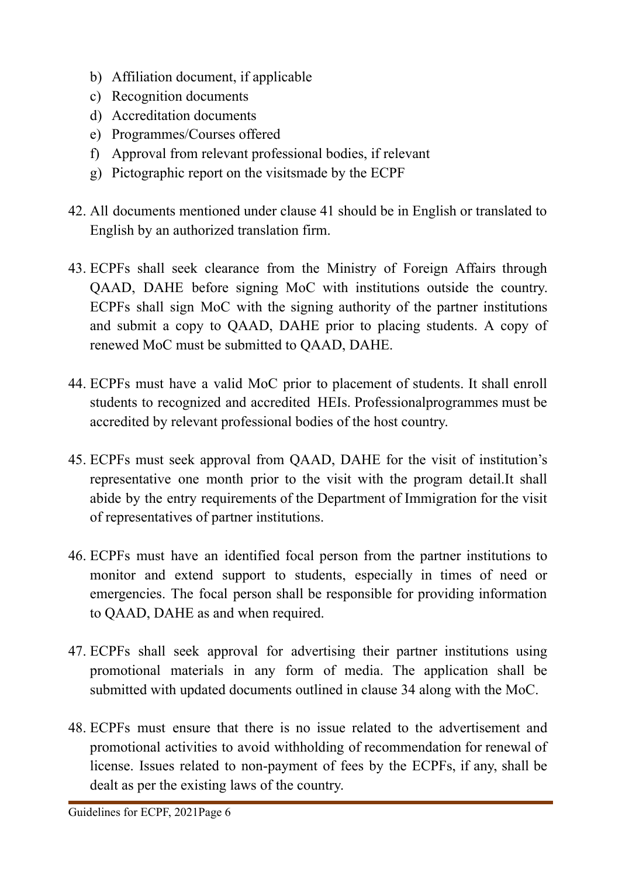b) Affiliation document, if applicable
c) Recognition documents
d) Accreditation documents
e) Programmes/Courses offered
f) Approval from relevant professional bodies, if relevant
g) Pictographic report on the visitsmade by the ECPF

42. All documents mentioned under clause 41 should be in English or translated to English by an authorized translation firm.

43. ECPFs shall seek clearance from the Ministry of Foreign Affairs through QAAD, DAHE before signing MoC with institutions outside the country. ECPFs shall sign MoC with the signing authority of the partner institutions and submit a copy to QAAD, DAHE prior to placing students. A copy of renewed MoC must be submitted to QAAD, DAHE.

44. ECPFs must have a valid MoC prior to placement of students. It shall enroll students to recognized and accredited HEIs. Professionalprogrammes must be accredited by relevant professional bodies of the host country.

45. ECPFs must seek approval from QAAD, DAHE for the visit of institution's representative one month prior to the visit with the program detail.It shall abide by the entry requirements of the Department of Immigration for the visit of representatives of partner institutions.

46. ECPFs must have an identified focal person from the partner institutions to monitor and extend support to students, especially in times of need or emergencies. The focal person shall be responsible for providing information to QAAD, DAHE as and when required.

47. ECPFs shall seek approval for advertising their partner institutions using promotional materials in any form of media. The application shall be submitted with updated documents outlined in clause 34 along with the MoC.

48. ECPFs must ensure that there is no issue related to the advertisement and promotional activities to avoid withholding of recommendation for renewal of license. Issues related to non-payment of fees by the ECPFs, if any, shall be dealt as per the existing laws of the country.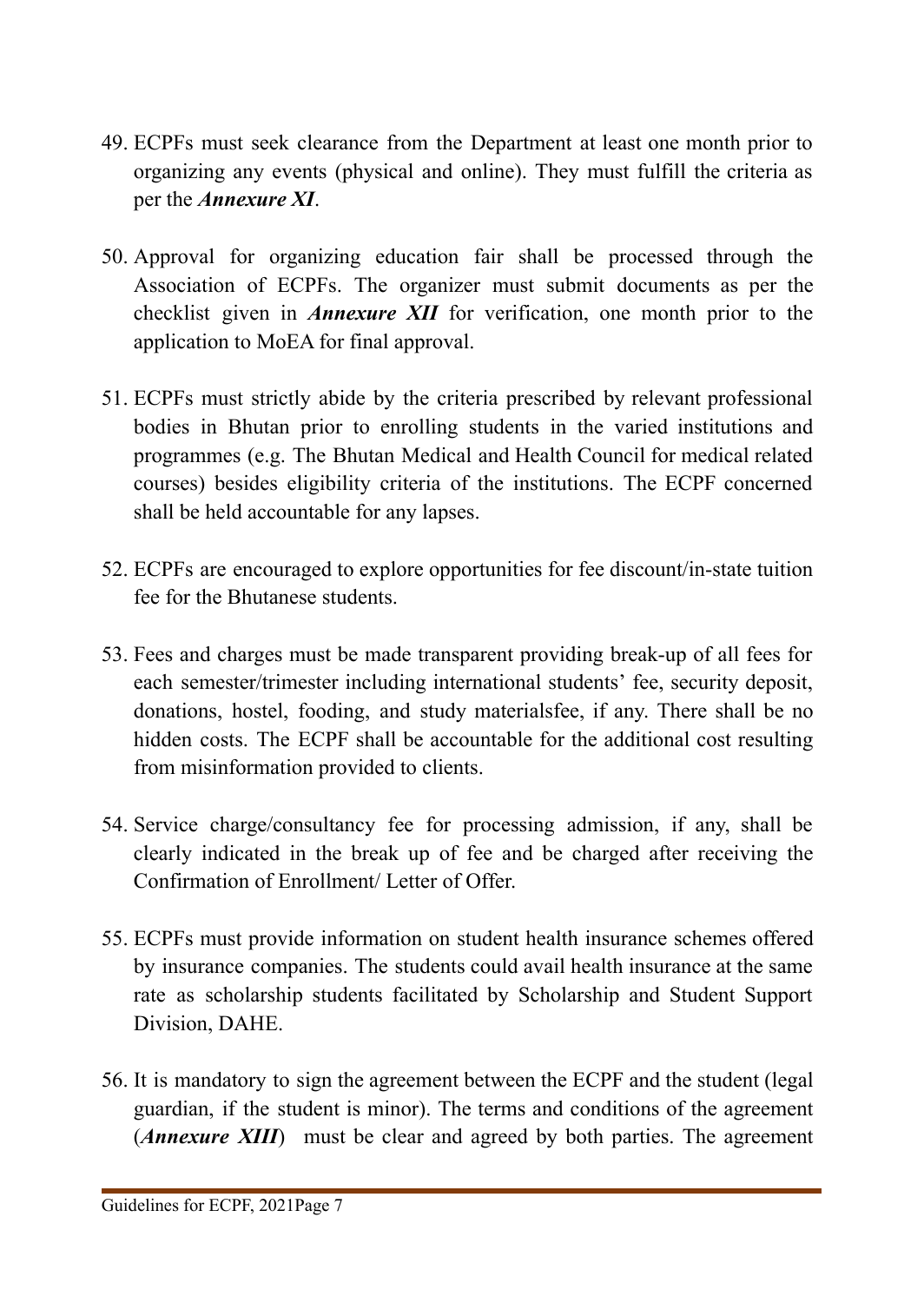49. ECPFs must seek clearance from the Department at least one month prior to organizing any events (physical and online). They must fulfill the criteria as per the ***Annexure XI***.

50. Approval for organizing education fair shall be processed through the Association of ECPFs. The organizer must submit documents as per the checklist given in ***Annexure XII*** for verification, one month prior to the application to MoEA for final approval.

51. ECPFs must strictly abide by the criteria prescribed by relevant professional bodies in Bhutan prior to enrolling students in the varied institutions and programmes (e.g. The Bhutan Medical and Health Council for medical related courses) besides eligibility criteria of the institutions. The ECPF concerned shall be held accountable for any lapses.

52. ECPFs are encouraged to explore opportunities for fee discount/in-state tuition fee for the Bhutanese students.

53. Fees and charges must be made transparent providing break-up of all fees for each semester/trimester including international students' fee, security deposit, donations, hostel, fooding, and study materialsfee, if any. There shall be no hidden costs. The ECPF shall be accountable for the additional cost resulting from misinformation provided to clients.

54. Service charge/consultancy fee for processing admission, if any, shall be clearly indicated in the break up of fee and be charged after receiving the Confirmation of Enrollment/ Letter of Offer.

55. ECPFs must provide information on student health insurance schemes offered by insurance companies. The students could avail health insurance at the same rate as scholarship students facilitated by Scholarship and Student Support Division, DAHE.

56. It is mandatory to sign the agreement between the ECPF and the student (legal guardian, if the student is minor). The terms and conditions of the agreement (***Annexure XIII***) must be clear and agreed by both parties. The agreement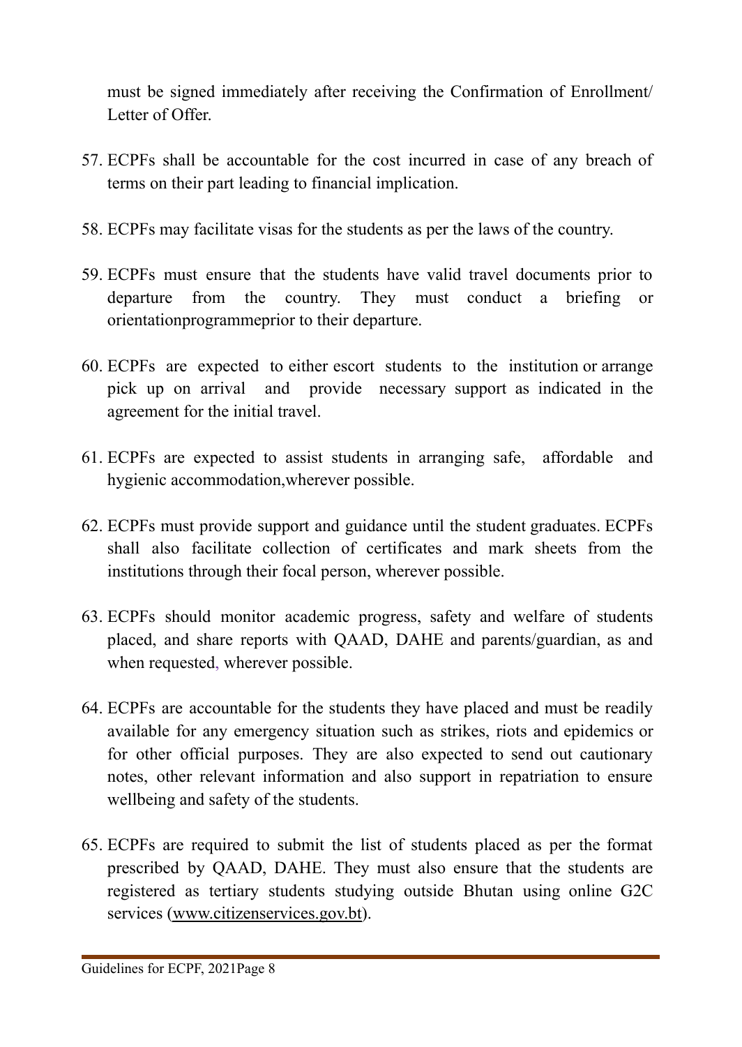must be signed immediately after receiving the Confirmation of Enrollment/ Letter of Offer.

57. ECPFs shall be accountable for the cost incurred in case of any breach of terms on their part leading to financial implication.

58. ECPFs may facilitate visas for the students as per the laws of the country.

59. ECPFs must ensure that the students have valid travel documents prior to departure from the country. They must conduct a briefing or orientationprogrammeprior to their departure.

60. ECPFs are expected to either escort students to the institution or arrange pick up on arrival and provide necessary support as indicated in the agreement for the initial travel.

61. ECPFs are expected to assist students in arranging safe, affordable and hygienic accommodation,wherever possible.

62. ECPFs must provide support and guidance until the student graduates. ECPFs shall also facilitate collection of certificates and mark sheets from the institutions through their focal person, wherever possible.

63. ECPFs should monitor academic progress, safety and welfare of students placed, and share reports with QAAD, DAHE and parents/guardian, as and when requested, wherever possible.

64. ECPFs are accountable for the students they have placed and must be readily available for any emergency situation such as strikes, riots and epidemics or for other official purposes. They are also expected to send out cautionary notes, other relevant information and also support in repatriation to ensure wellbeing and safety of the students.

65. ECPFs are required to submit the list of students placed as per the format prescribed by QAAD, DAHE. They must also ensure that the students are registered as tertiary students studying outside Bhutan using online G2C services (www.citizenservices.gov.bt).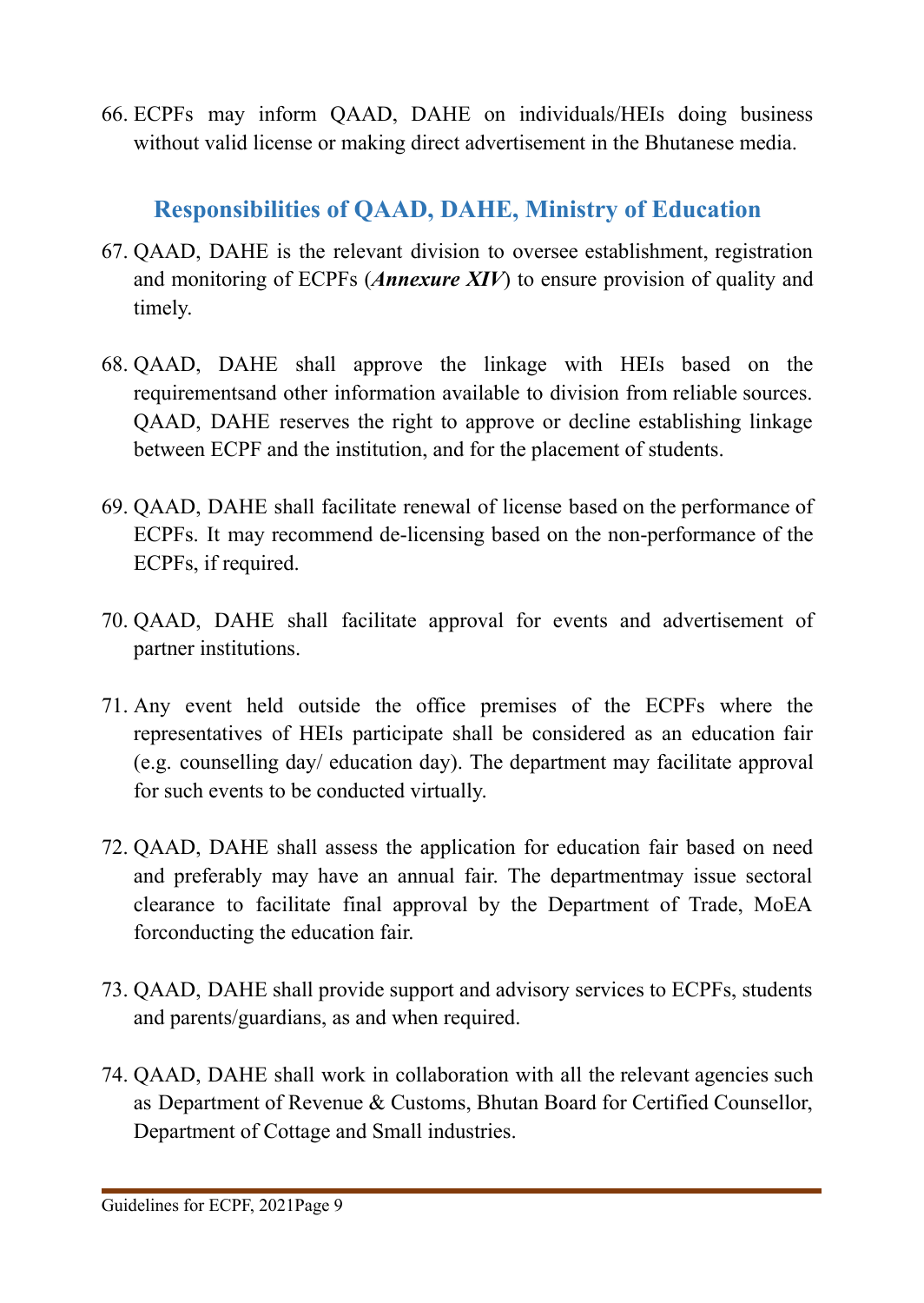66. ECPFs may inform QAAD, DAHE on individuals/HEIs doing business without valid license or making direct advertisement in the Bhutanese media.

## Responsibilities of QAAD, DAHE, Ministry of Education

67. QAAD, DAHE is the relevant division to oversee establishment, registration and monitoring of ECPFs (***Annexure XIV***) to ensure provision of quality and timely.

68. QAAD, DAHE shall approve the linkage with HEIs based on the requirementsand other information available to division from reliable sources. QAAD, DAHE reserves the right to approve or decline establishing linkage between ECPF and the institution, and for the placement of students.

69. QAAD, DAHE shall facilitate renewal of license based on the performance of ECPFs. It may recommend de-licensing based on the non-performance of the ECPFs, if required.

70. QAAD, DAHE shall facilitate approval for events and advertisement of partner institutions.

71. Any event held outside the office premises of the ECPFs where the representatives of HEIs participate shall be considered as an education fair (e.g. counselling day/ education day). The department may facilitate approval for such events to be conducted virtually.

72. QAAD, DAHE shall assess the application for education fair based on need and preferably may have an annual fair. The departmentmay issue sectoral clearance to facilitate final approval by the Department of Trade, MoEA forconducting the education fair.

73. QAAD, DAHE shall provide support and advisory services to ECPFs, students and parents/guardians, as and when required.

74. QAAD, DAHE shall work in collaboration with all the relevant agencies such as Department of Revenue & Customs, Bhutan Board for Certified Counsellor, Department of Cottage and Small industries.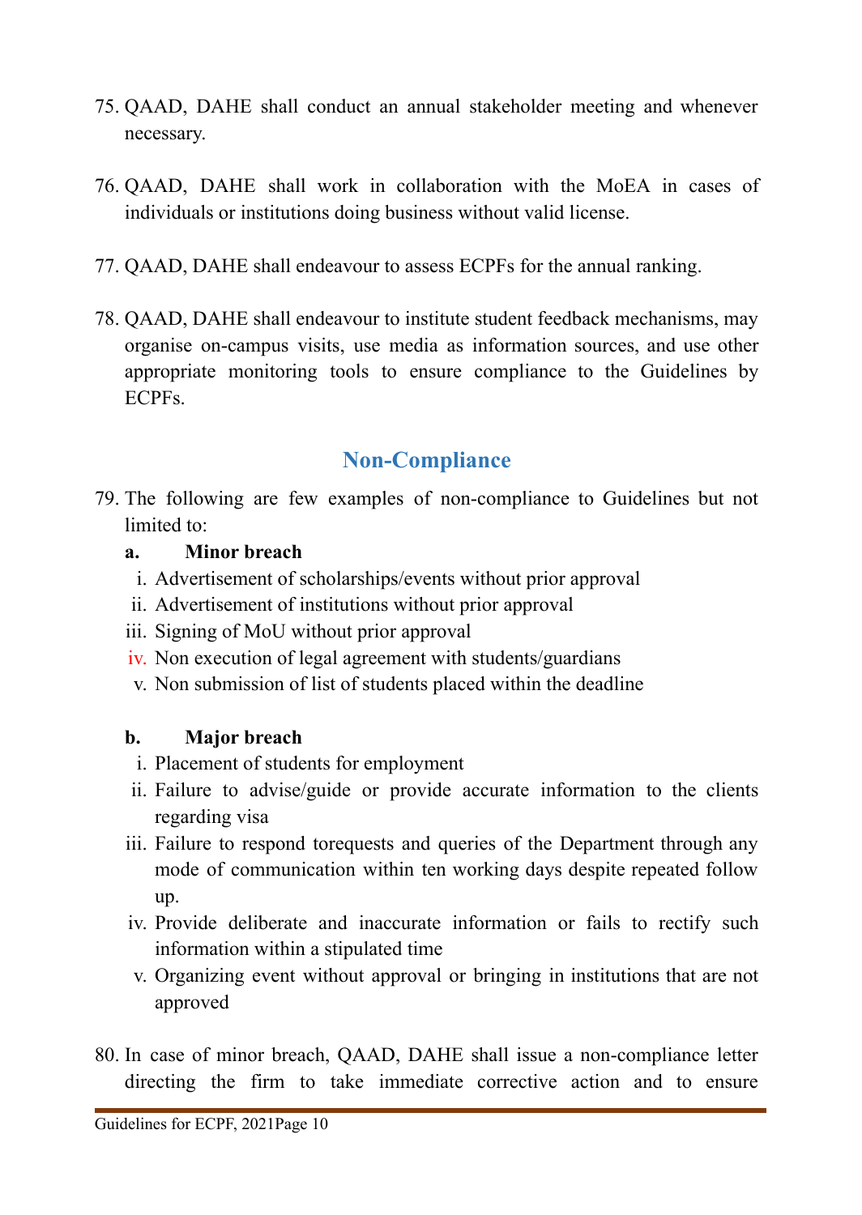75. QAAD, DAHE shall conduct an annual stakeholder meeting and whenever necessary.

76. QAAD, DAHE shall work in collaboration with the MoEA in cases of individuals or institutions doing business without valid license.

77. QAAD, DAHE shall endeavour to assess ECPFs for the annual ranking.

78. QAAD, DAHE shall endeavour to institute student feedback mechanisms, may organise on-campus visits, use media as information sources, and use other appropriate monitoring tools to ensure compliance to the Guidelines by ECPFs.

## Non-Compliance

79. The following are few examples of non-compliance to Guidelines but not limited to:

    **a. Minor breach**

    i. Advertisement of scholarships/events without prior approval
    ii. Advertisement of institutions without prior approval
    iii. Signing of MoU without prior approval
    iv. Non execution of legal agreement with students/guardians
    v. Non submission of list of students placed within the deadline

    **b. Major breach**

    i. Placement of students for employment
    ii. Failure to advise/guide or provide accurate information to the clients regarding visa
    iii. Failure to respond torequests and queries of the Department through any mode of communication within ten working days despite repeated follow up.
    iv. Provide deliberate and inaccurate information or fails to rectify such information within a stipulated time
    v. Organizing event without approval or bringing in institutions that are not approved

80. In case of minor breach, QAAD, DAHE shall issue a non-compliance letter directing the firm to take immediate corrective action and to ensure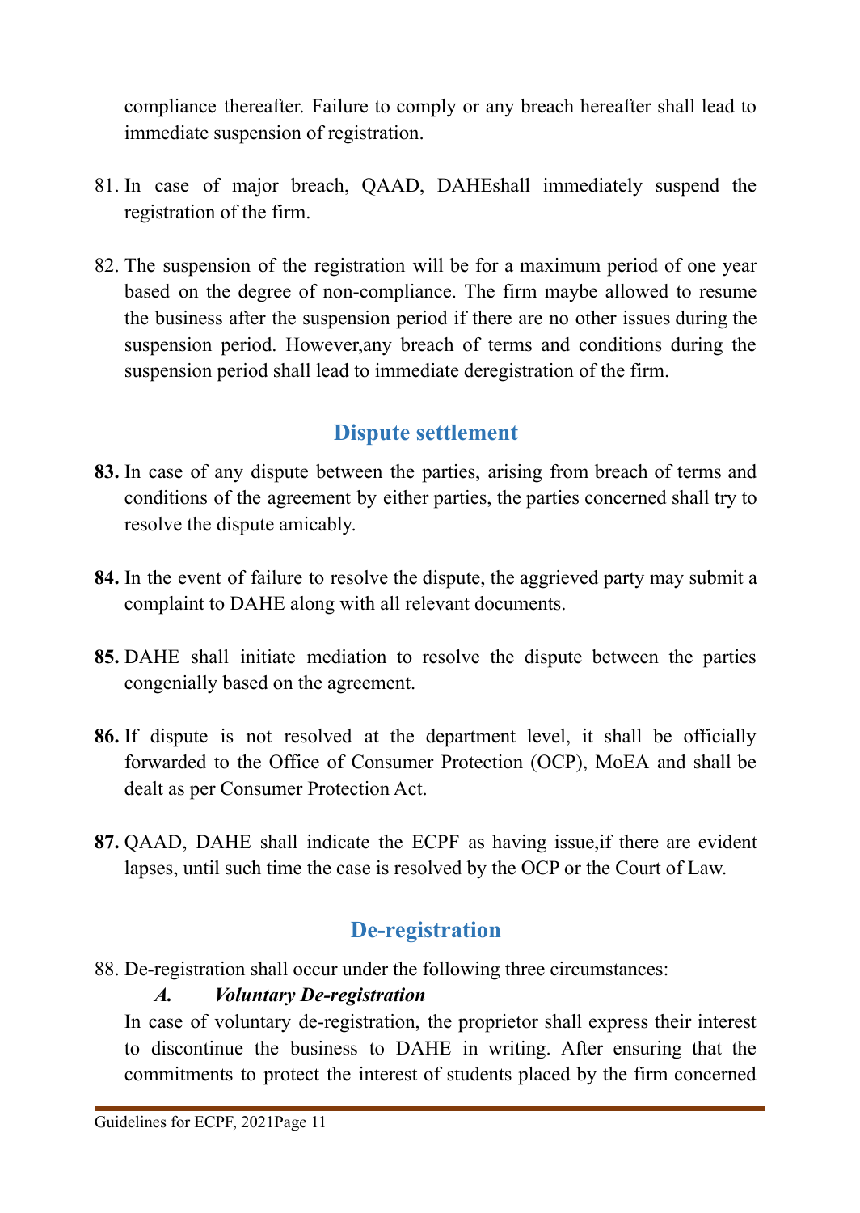compliance thereafter. Failure to comply or any breach hereafter shall lead to immediate suspension of registration.

81. In case of major breach, QAAD, DAHEshall immediately suspend the registration of the firm.

82. The suspension of the registration will be for a maximum period of one year based on the degree of non-compliance. The firm maybe allowed to resume the business after the suspension period if there are no other issues during the suspension period. However,any breach of terms and conditions during the suspension period shall lead to immediate deregistration of the firm.

## Dispute settlement

**83.** In case of any dispute between the parties, arising from breach of terms and conditions of the agreement by either parties, the parties concerned shall try to resolve the dispute amicably.

**84.** In the event of failure to resolve the dispute, the aggrieved party may submit a complaint to DAHE along with all relevant documents.

**85.** DAHE shall initiate mediation to resolve the dispute between the parties congenially based on the agreement.

**86.** If dispute is not resolved at the department level, it shall be officially forwarded to the Office of Consumer Protection (OCP), MoEA and shall be dealt as per Consumer Protection Act.

**87.** QAAD, DAHE shall indicate the ECPF as having issue,if there are evident lapses, until such time the case is resolved by the OCP or the Court of Law.

## De-registration

88. De-registration shall occur under the following three circumstances:

***A. Voluntary De-registration***

In case of voluntary de-registration, the proprietor shall express their interest to discontinue the business to DAHE in writing. After ensuring that the commitments to protect the interest of students placed by the firm concerned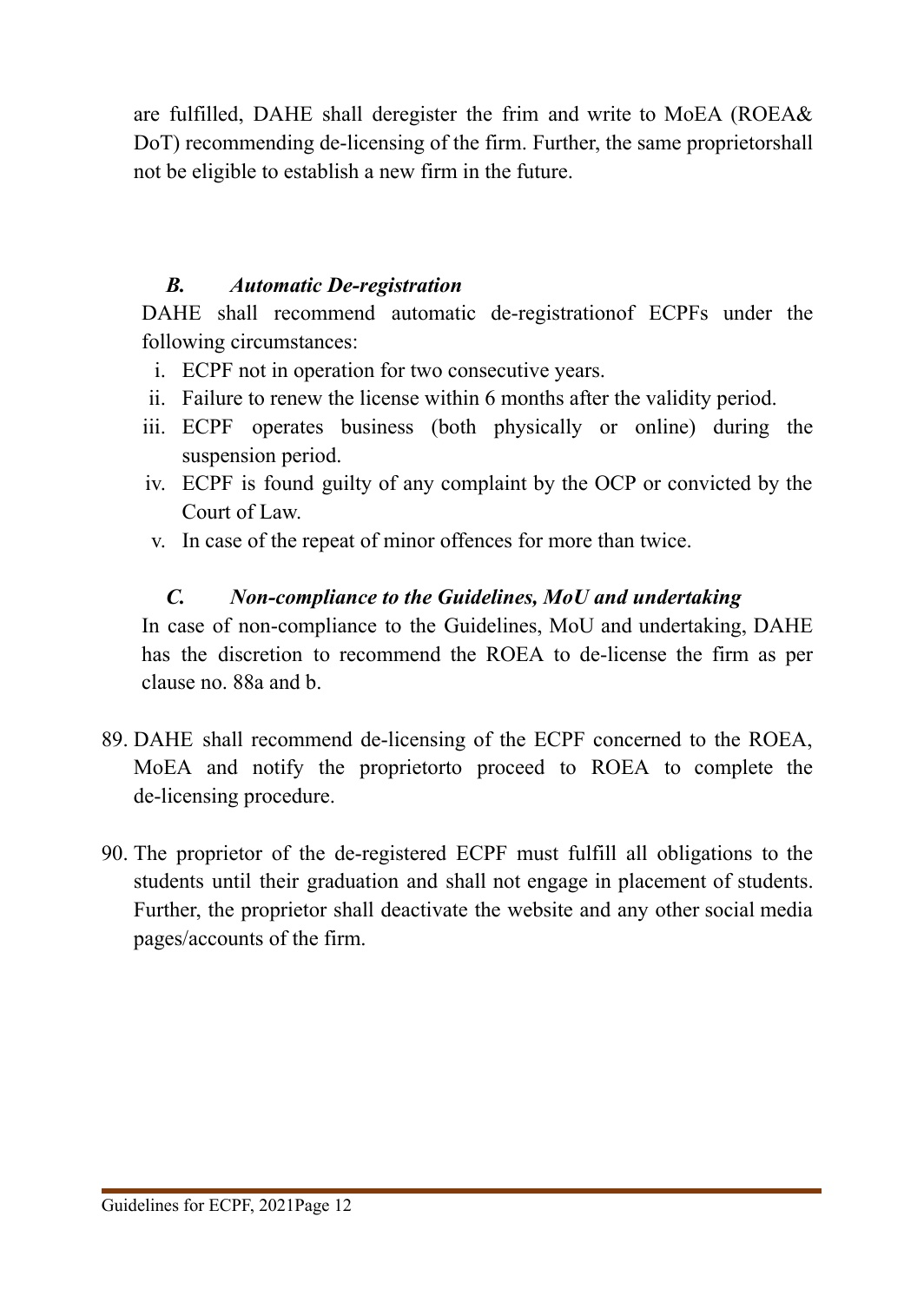are fulfilled, DAHE shall deregister the frim and write to MoEA (ROEA& DoT) recommending de-licensing of the firm. Further, the same proprietorshall not be eligible to establish a new firm in the future.

### *B. Automatic De-registration*

DAHE shall recommend automatic de-registrationof ECPFs under the following circumstances:

i. ECPF not in operation for two consecutive years.
ii. Failure to renew the license within 6 months after the validity period.
iii. ECPF operates business (both physically or online) during the suspension period.
iv. ECPF is found guilty of any complaint by the OCP or convicted by the Court of Law.
v. In case of the repeat of minor offences for more than twice.

### *C. Non-compliance to the Guidelines, MoU and undertaking*

In case of non-compliance to the Guidelines, MoU and undertaking, DAHE has the discretion to recommend the ROEA to de-license the firm as per clause no. 88a and b.

89. DAHE shall recommend de-licensing of the ECPF concerned to the ROEA, MoEA and notify the proprietorto proceed to ROEA to complete the de-licensing procedure.

90. The proprietor of the de-registered ECPF must fulfill all obligations to the students until their graduation and shall not engage in placement of students. Further, the proprietor shall deactivate the website and any other social media pages/accounts of the firm.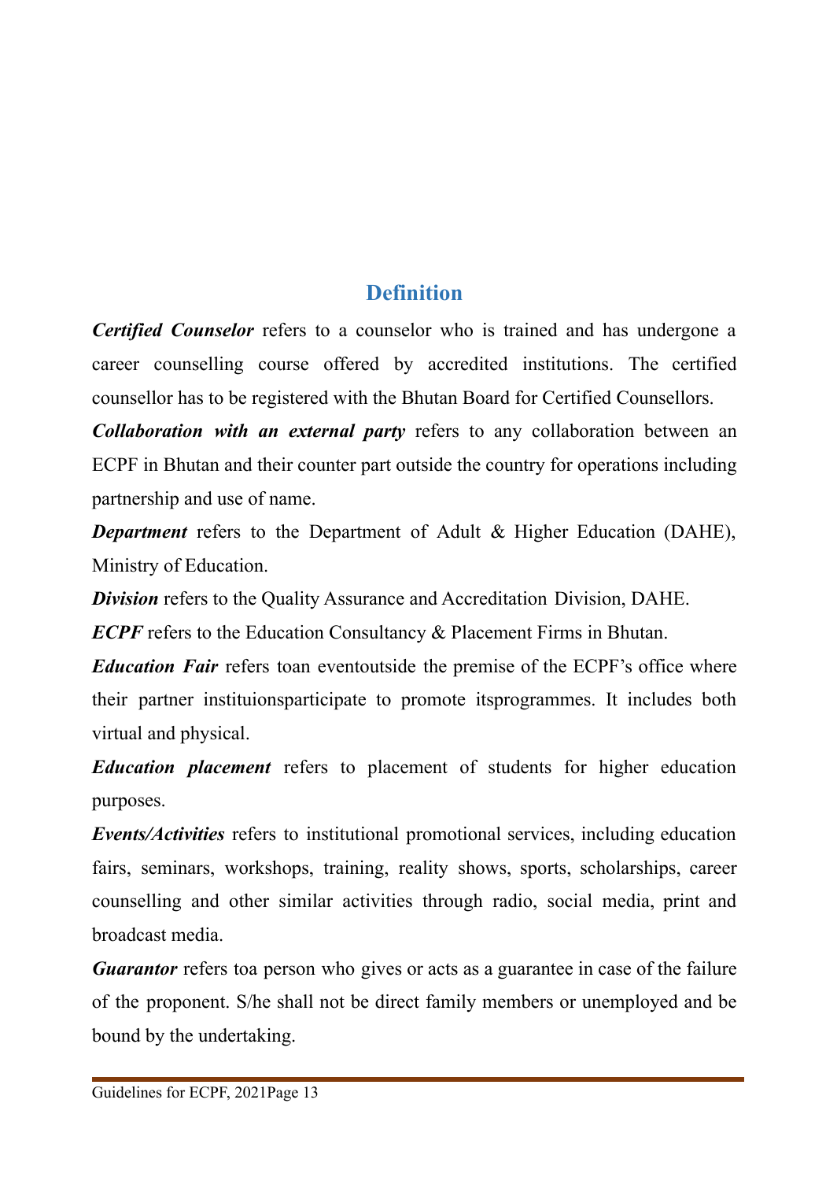## Definition

***Certified Counselor*** refers to a counselor who is trained and has undergone a career counselling course offered by accredited institutions. The certified counsellor has to be registered with the Bhutan Board for Certified Counsellors.

***Collaboration with an external party*** refers to any collaboration between an ECPF in Bhutan and their counter part outside the country for operations including partnership and use of name.

***Department*** refers to the Department of Adult & Higher Education (DAHE), Ministry of Education.

***Division*** refers to the Quality Assurance and Accreditation Division, DAHE.

***ECPF*** refers to the Education Consultancy & Placement Firms in Bhutan.

***Education Fair*** refers toan eventoutside the premise of the ECPF's office where their partner instituionsparticipate to promote itsprogrammes. It includes both virtual and physical.

***Education placement*** refers to placement of students for higher education purposes.

***Events/Activities*** refers to institutional promotional services, including education fairs, seminars, workshops, training, reality shows, sports, scholarships, career counselling and other similar activities through radio, social media, print and broadcast media.

***Guarantor*** refers toa person who gives or acts as a guarantee in case of the failure of the proponent. S/he shall not be direct family members or unemployed and be bound by the undertaking.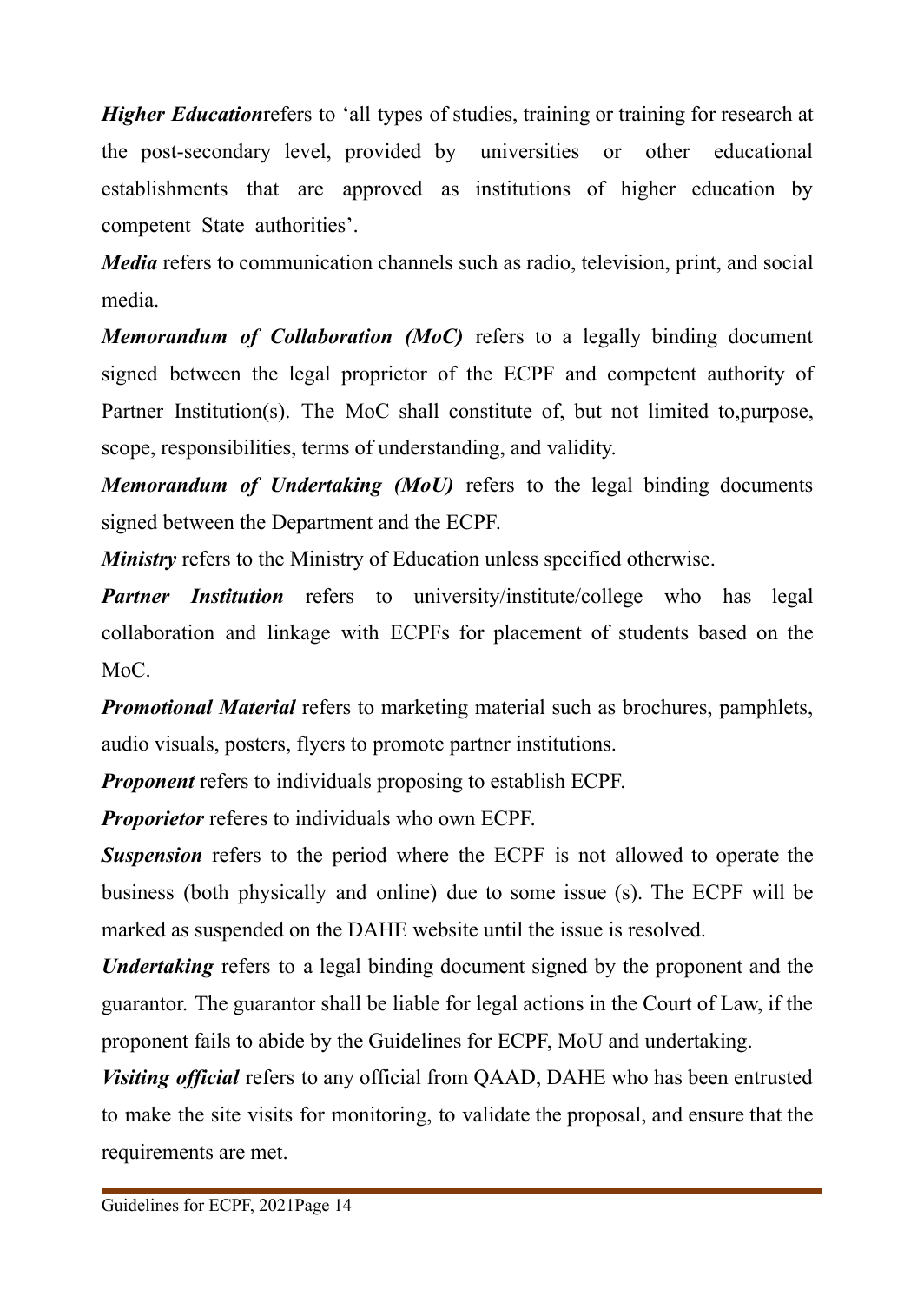***Higher Education***refers to 'all types of studies, training or training for research at the post-secondary level, provided by universities or other educational establishments that are approved as institutions of higher education by competent State authorities'.

***Media*** refers to communication channels such as radio, television, print, and social media.

***Memorandum of Collaboration (MoC)*** refers to a legally binding document signed between the legal proprietor of the ECPF and competent authority of Partner Institution(s). The MoC shall constitute of, but not limited to,purpose, scope, responsibilities, terms of understanding, and validity.

***Memorandum of Undertaking (MoU)*** refers to the legal binding documents signed between the Department and the ECPF.

***Ministry*** refers to the Ministry of Education unless specified otherwise.

***Partner Institution*** refers to university/institute/college who has legal collaboration and linkage with ECPFs for placement of students based on the MoC.

***Promotional Material*** refers to marketing material such as brochures, pamphlets, audio visuals, posters, flyers to promote partner institutions.

***Proponent*** refers to individuals proposing to establish ECPF.

***Proporietor*** referes to individuals who own ECPF.

***Suspension*** refers to the period where the ECPF is not allowed to operate the business (both physically and online) due to some issue (s). The ECPF will be marked as suspended on the DAHE website until the issue is resolved.

***Undertaking*** refers to a legal binding document signed by the proponent and the guarantor. The guarantor shall be liable for legal actions in the Court of Law, if the proponent fails to abide by the Guidelines for ECPF, MoU and undertaking.

***Visiting official*** refers to any official from QAAD, DAHE who has been entrusted to make the site visits for monitoring, to validate the proposal, and ensure that the requirements are met.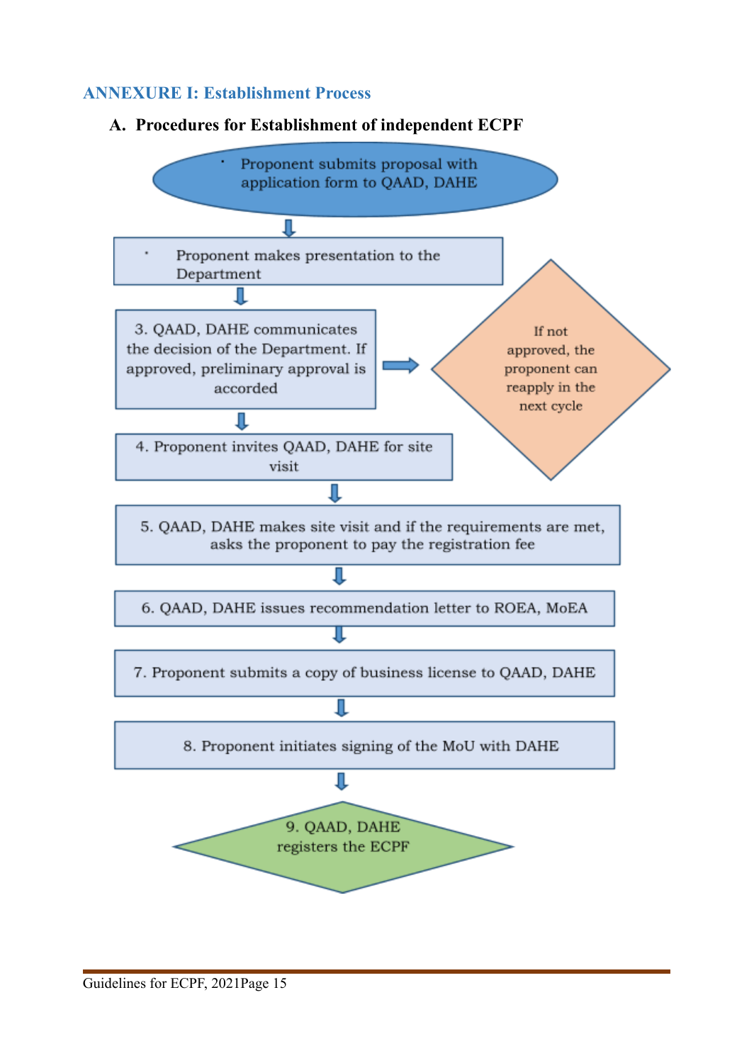## ANNEXURE I: Establishment Process

### A. Procedures for Establishment of independent ECPF

- Proponent submits proposal with application form to QAAD, DAHE

↓

- Proponent makes presentation to the Department

↓

3. QAAD, DAHE communicates the decision of the Department. If approved, preliminary approval is accorded

→ If not approved, the proponent can reapply in the next cycle

↓

4. Proponent invites QAAD, DAHE for site visit

↓

5. QAAD, DAHE makes site visit and if the requirements are met, asks the proponent to pay the registration fee

↓

6. QAAD, DAHE issues recommendation letter to ROEA, MoEA

↓

7. Proponent submits a copy of business license to QAAD, DAHE

↓

8. Proponent initiates signing of the MoU with DAHE

↓

9. QAAD, DAHE registers the ECPF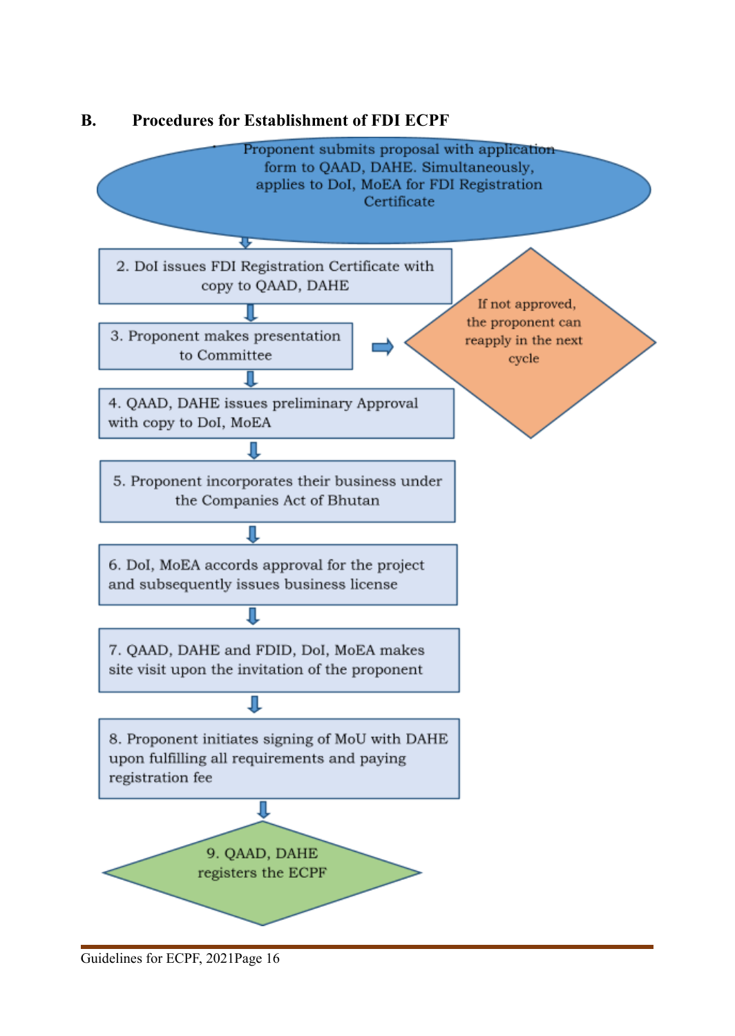## B. Procedures for Establishment of FDI ECPF

1. Proponent submits proposal with application form to QAAD, DAHE. Simultaneously, applies to DoI, MoEA for FDI Registration Certificate
2. DoI issues FDI Registration Certificate with copy to QAAD, DAHE
3. Proponent makes presentation to Committee
   - If not approved, the proponent can reapply in the next cycle
4. QAAD, DAHE issues preliminary Approval with copy to DoI, MoEA
5. Proponent incorporates their business under the Companies Act of Bhutan
6. DoI, MoEA accords approval for the project and subsequently issues business license
7. QAAD, DAHE and FDID, DoI, MoEA makes site visit upon the invitation of the proponent
8. Proponent initiates signing of MoU with DAHE upon fulfilling all requirements and paying registration fee
9. QAAD, DAHE registers the ECPF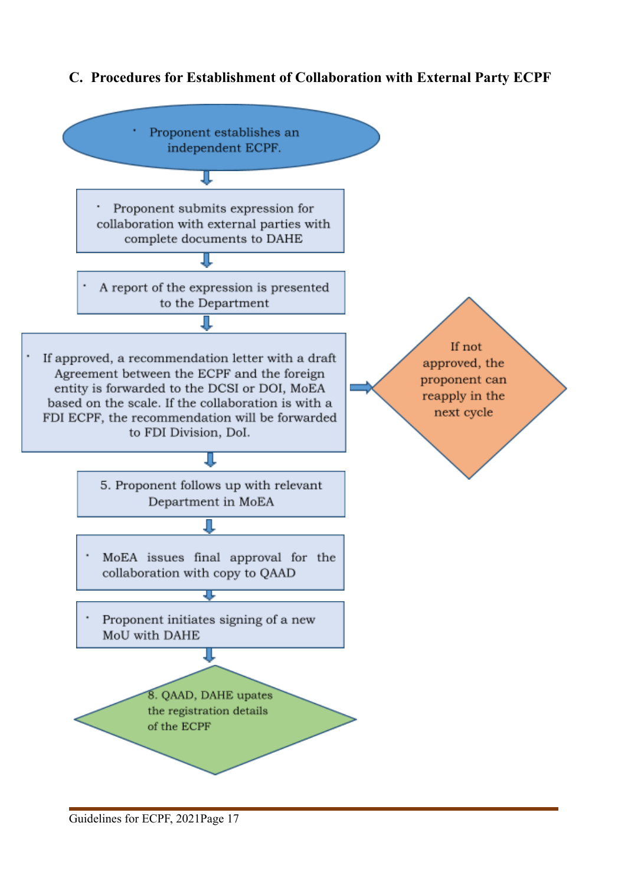### C. Procedures for Establishment of Collaboration with External Party ECPF

- Proponent establishes an independent ECPF.

↓

- Proponent submits expression for collaboration with external parties with complete documents to DAHE

↓

- A report of the expression is presented to the Department

↓

- If approved, a recommendation letter with a draft Agreement between the ECPF and the foreign entity is forwarded to the DCSI or DOI, MoEA based on the scale. If the collaboration is with a FDI ECPF, the recommendation will be forwarded to FDI Division, DoI.

→ If not approved, the proponent can reapply in the next cycle

↓

5. Proponent follows up with relevant Department in MoEA

↓

- MoEA issues final approval for the collaboration with copy to QAAD

↓

- Proponent initiates signing of a new MoU with DAHE

↓

8. QAAD, DAHE upates the registration details of the ECPF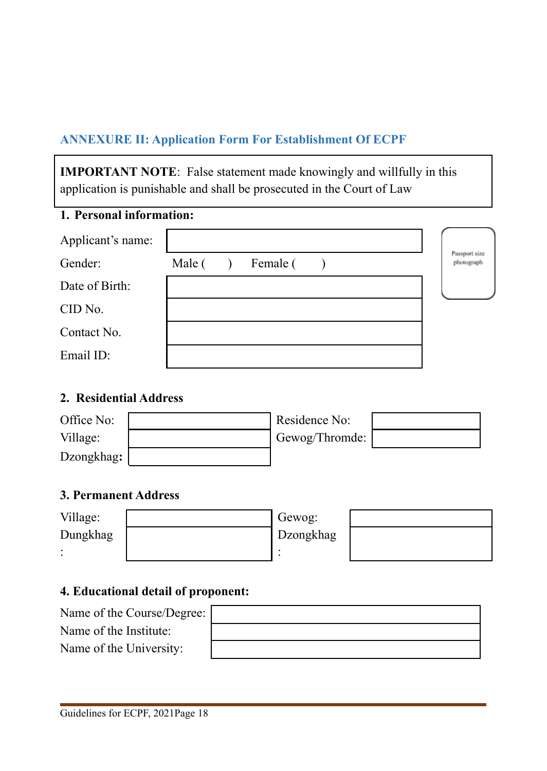## ANNEXURE II: Application Form For Establishment Of ECPF

> **IMPORTANT NOTE**: False statement made knowingly and willfully in this application is punishable and shall be prosecuted in the Court of Law

**1. Personal information:**

| | |
|---|---|
| Applicant's name: | |
| Gender: | Male ( ) Female ( ) |
| Date of Birth: | |
| CID No. | |
| Contact No. | |
| Email ID: | |

Passport size photograph

**2. Residential Address**

| | | | |
|---|---|---|---|
| Office No: | | Residence No: | |
| Village: | | Gewog/Thromde: | |
| Dzongkhag: | | | |

**3. Permanent Address**

| | | | |
|---|---|---|---|
| Village: | | Gewog: | |
| Dungkhag: | | Dzongkhag: | |

**4. Educational detail of proponent:**

| | |
|---|---|
| Name of the Course/Degree: | |
| Name of the Institute: | |
| Name of the University: | |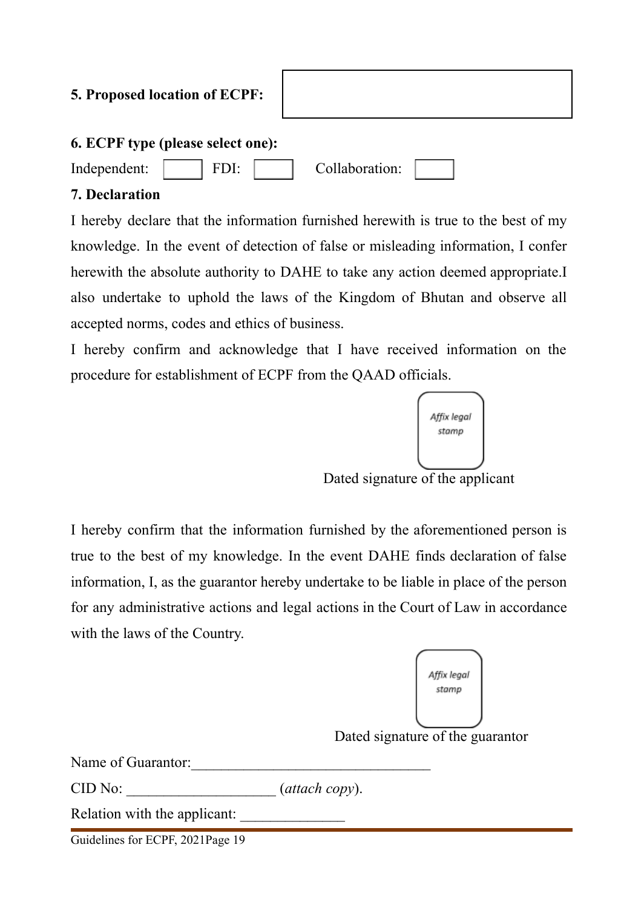**5. Proposed location of ECPF:**

**6. ECPF type (please select one):**

Independent: ☐ FDI: ☐ Collaboration: ☐

**7. Declaration**

I hereby declare that the information furnished herewith is true to the best of my knowledge. In the event of detection of false or misleading information, I confer herewith the absolute authority to DAHE to take any action deemed appropriate.I also undertake to uphold the laws of the Kingdom of Bhutan and observe all accepted norms, codes and ethics of business.

I hereby confirm and acknowledge that I have received information on the procedure for establishment of ECPF from the QAAD officials.

Affix legal stamp

Dated signature of the applicant

I hereby confirm that the information furnished by the aforementioned person is true to the best of my knowledge. In the event DAHE finds declaration of false information, I, as the guarantor hereby undertake to be liable in place of the person for any administrative actions and legal actions in the Court of Law in accordance with the laws of the Country.

Affix legal stamp

Dated signature of the guarantor

Name of Guarantor:________________________________

CID No: ____________________ (*attach copy*).

Relation with the applicant: ______________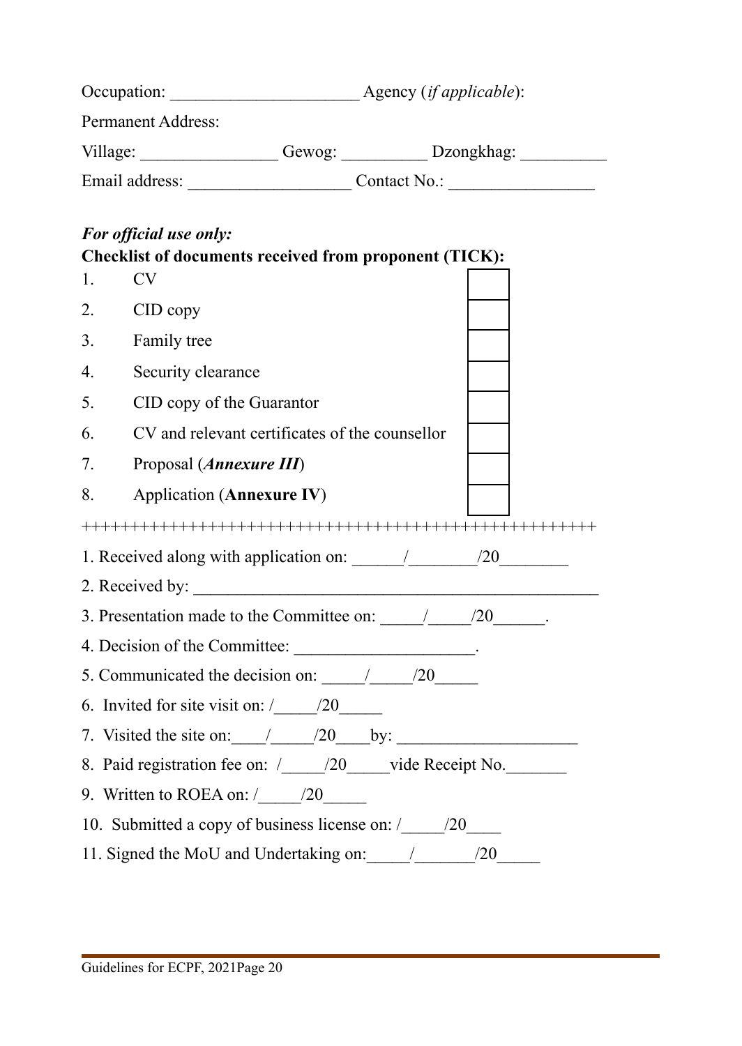Occupation: ______________________ Agency (*if applicable*):

Permanent Address:

Village: ________________ Gewog: __________ Dzongkhag: __________

Email address: ___________________ Contact No.: _________________

***For official use only:***

**Checklist of documents received from proponent (TICK):**

| | | |
|---|---|---|
| 1. | CV | ☐ |
| 2. | CID copy | ☐ |
| 3. | Family tree | ☐ |
| 4. | Security clearance | ☐ |
| 5. | CID copy of the Guarantor | ☐ |
| 6. | CV and relevant certificates of the counsellor | ☐ |
| 7. | Proposal (***Annexure III***) | ☐ |
| 8. | Application (**Annexure IV**) | ☐ |

+++++++++++++++++++++++++++++++++++++++++++++++++++++

1. Received along with application on: ______/________/20________
2. Received by: _______________________________________________
3. Presentation made to the Committee on: _____/_____/20______.
4. Decision of the Committee: _____________________.
5. Communicated the decision on: _____/_____/20_____
6. Invited for site visit on: /_____/20_____
7. Visited the site on:____/_____/20____by: _____________________
8. Paid registration fee on: /_____/20_____vide Receipt No._______
9. Written to ROEA on: /_____/20_____
10. Submitted a copy of business license on: /_____/20____
11. Signed the MoU and Undertaking on:_____/_______/20_____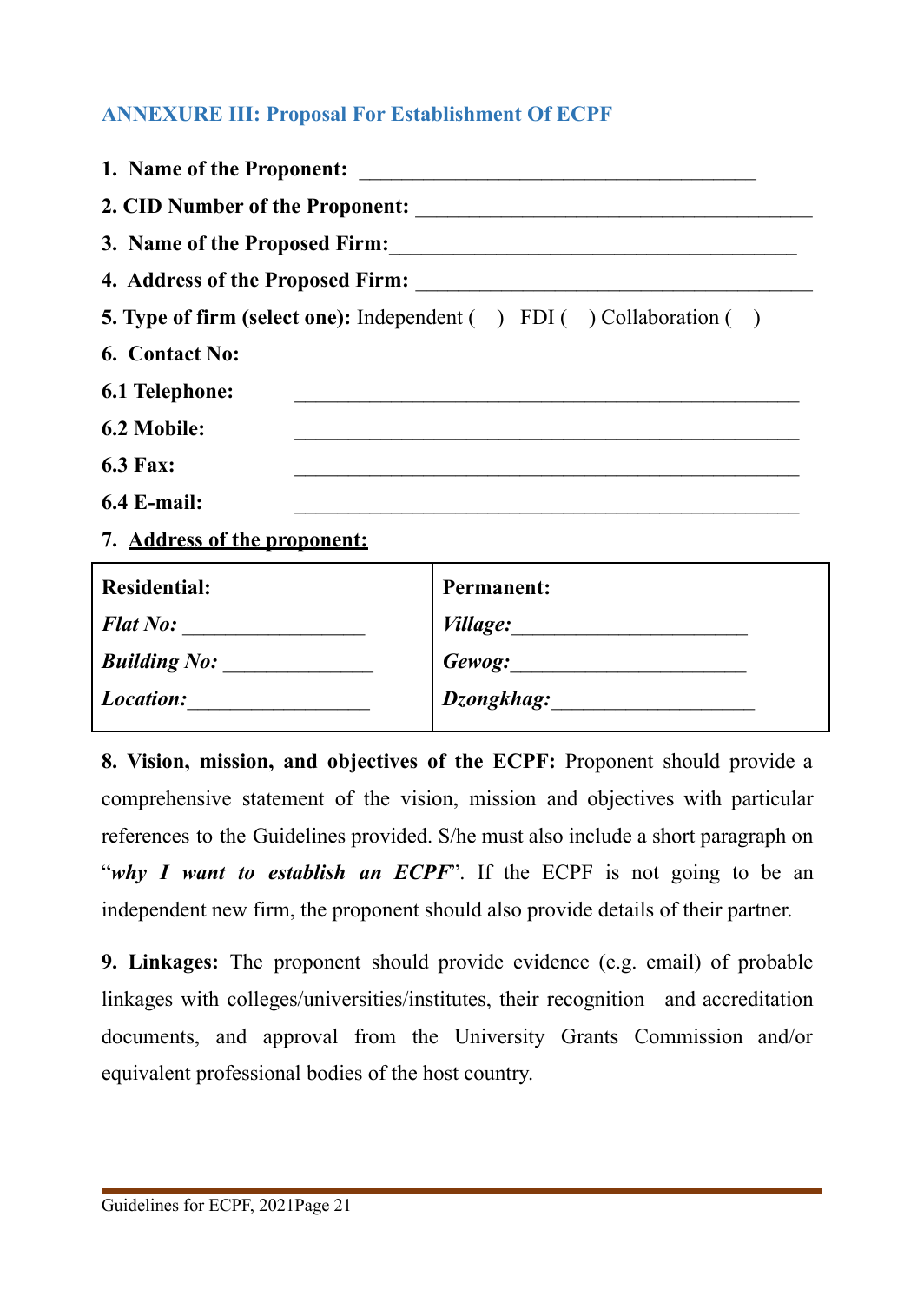## ANNEXURE III: Proposal For Establishment Of ECPF

1. **Name of the Proponent:** ______________________________________
2. **CID Number of the Proponent:** ______________________________________
3. **Name of the Proposed Firm:**______________________________________
4. **Address of the Proposed Firm:** ______________________________________
5. **Type of firm (select one):** Independent ( ) FDI ( ) Collaboration ( )
6. **Contact No:**

**6.1 Telephone:** ______________________________________________

**6.2 Mobile:** ______________________________________________

**6.3 Fax:** ______________________________________________

**6.4 E-mail:** ______________________________________________

7. **Address of the proponent:**

| **Residential:** | **Permanent:** |
|---|---|
| ***Flat No:*** _________________ | ***Village:***______________________ |
| ***Building No:*** ______________ | ***Gewog:***______________________ |
| ***Location:***_________________ | ***Dzongkhag:***___________________ |

**8. Vision, mission, and objectives of the ECPF:** Proponent should provide a comprehensive statement of the vision, mission and objectives with particular references to the Guidelines provided. S/he must also include a short paragraph on "***why I want to establish an ECPF***". If the ECPF is not going to be an independent new firm, the proponent should also provide details of their partner.

**9. Linkages:** The proponent should provide evidence (e.g. email) of probable linkages with colleges/universities/institutes, their recognition and accreditation documents, and approval from the University Grants Commission and/or equivalent professional bodies of the host country.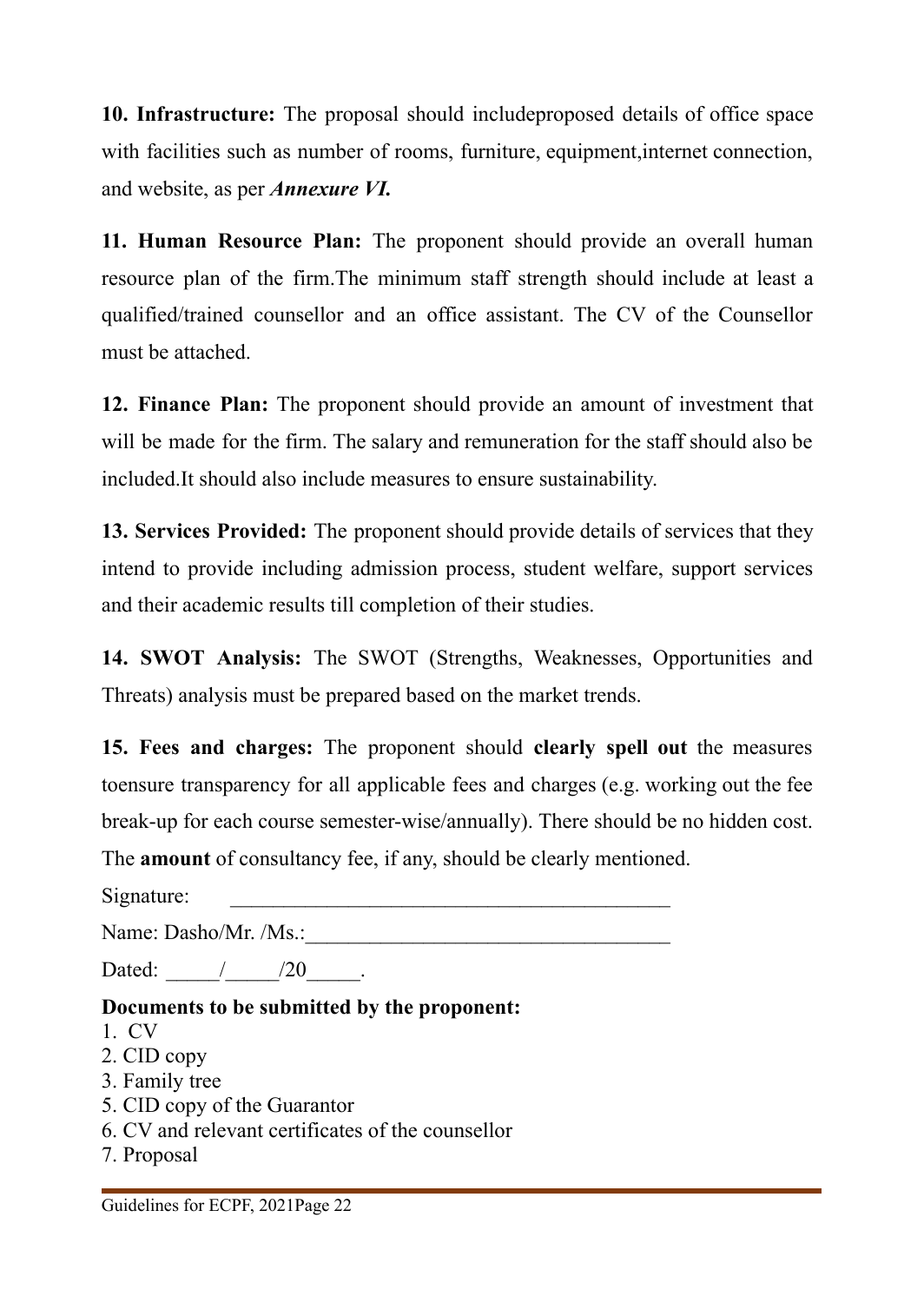**10. Infrastructure:** The proposal should includeproposed details of office space with facilities such as number of rooms, furniture, equipment,internet connection, and website, as per ***Annexure VI.***

**11. Human Resource Plan:** The proponent should provide an overall human resource plan of the firm.The minimum staff strength should include at least a qualified/trained counsellor and an office assistant. The CV of the Counsellor must be attached.

**12. Finance Plan:** The proponent should provide an amount of investment that will be made for the firm. The salary and remuneration for the staff should also be included.It should also include measures to ensure sustainability.

**13. Services Provided:** The proponent should provide details of services that they intend to provide including admission process, student welfare, support services and their academic results till completion of their studies.

**14. SWOT Analysis:** The SWOT (Strengths, Weaknesses, Opportunities and Threats) analysis must be prepared based on the market trends.

**15. Fees and charges:** The proponent should **clearly spell out** the measures toensure transparency for all applicable fees and charges (e.g. working out the fee break-up for each course semester-wise/annually). There should be no hidden cost. The **amount** of consultancy fee, if any, should be clearly mentioned.

Signature: ___________________________________________

Name: Dasho/Mr. /Ms.:___________________________________

Dated: _____/_____/20_____.

**Documents to be submitted by the proponent:**

1. CV
2. CID copy
3. Family tree
5. CID copy of the Guarantor
6. CV and relevant certificates of the counsellor
7. Proposal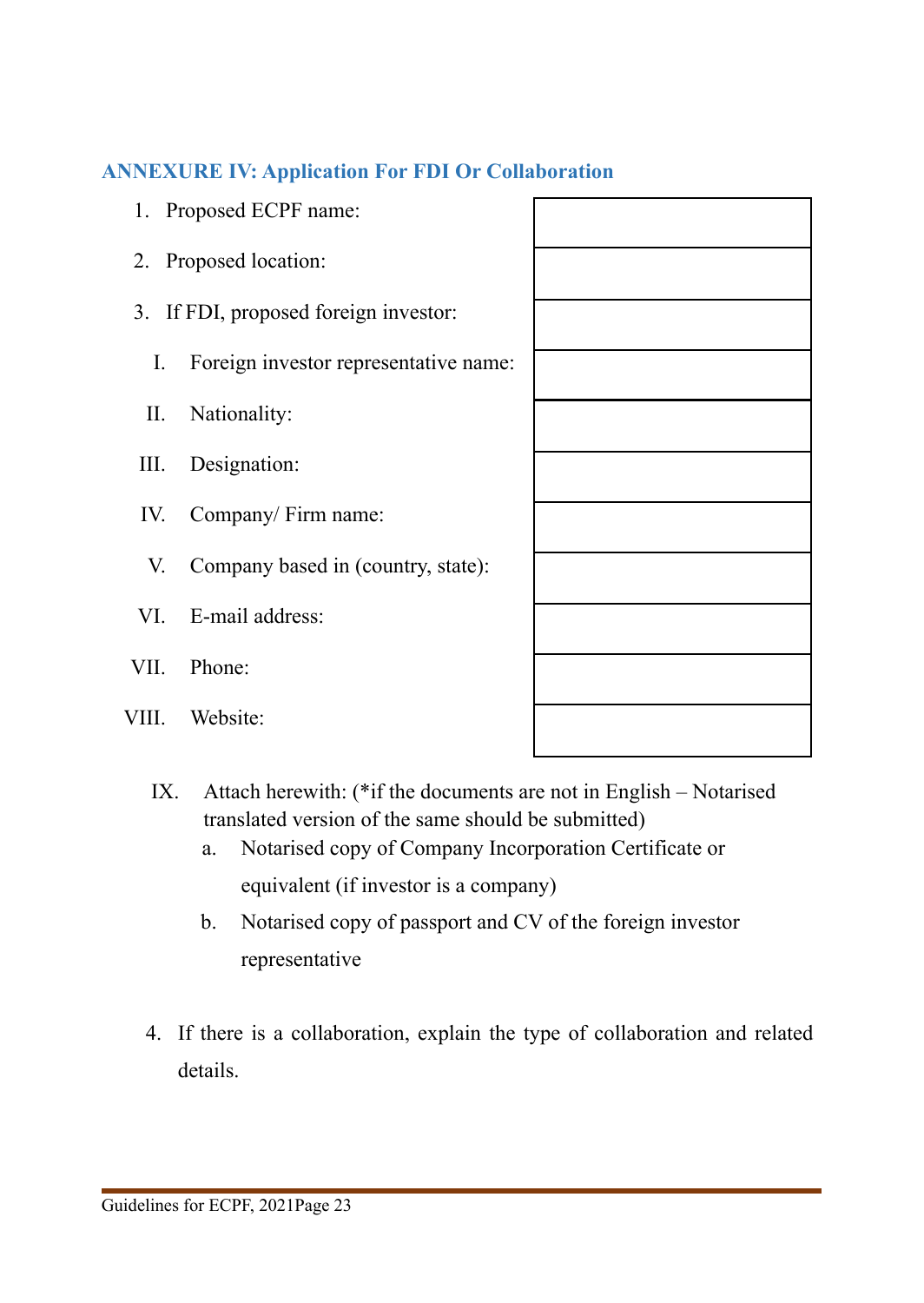## ANNEXURE IV: Application For FDI Or Collaboration

| | |
|---|---|
| 1. Proposed ECPF name: | |
| 2. Proposed location: | |
| 3. If FDI, proposed foreign investor: | |
| I. Foreign investor representative name: | |
| II. Nationality: | |
| III. Designation: | |
| IV. Company/ Firm name: | |
| V. Company based in (country, state): | |
| VI. E-mail address: | |
| VII. Phone: | |
| VIII. Website: | |

IX. Attach herewith: (*if the documents are not in English – Notarised translated version of the same should be submitted)

a. Notarised copy of Company Incorporation Certificate or equivalent (if investor is a company)

b. Notarised copy of passport and CV of the foreign investor representative

4. If there is a collaboration, explain the type of collaboration and related details.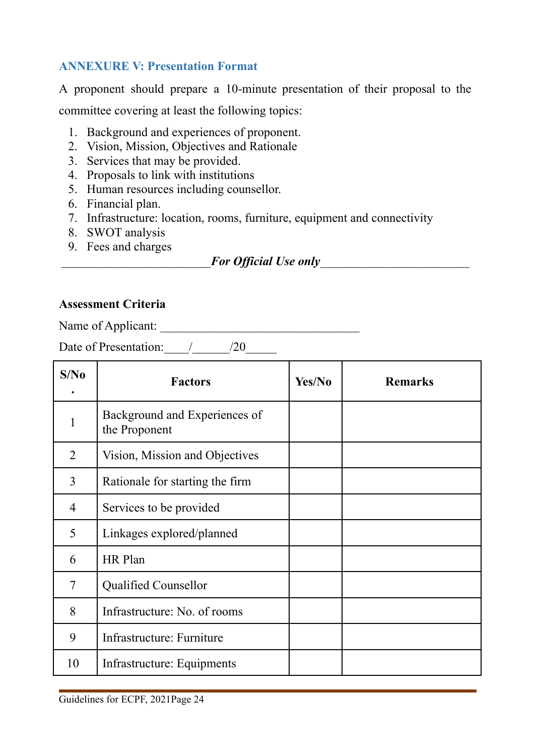## ANNEXURE V: Presentation Format

A proponent should prepare a 10-minute presentation of their proposal to the committee covering at least the following topics:

1. Background and experiences of proponent.
2. Vision, Mission, Objectives and Rationale
3. Services that may be provided.
4. Proposals to link with institutions
5. Human resources including counsellor.
6. Financial plan.
7. Infrastructure: location, rooms, furniture, equipment and connectivity
8. SWOT analysis
9. Fees and charges

________________________*For Official Use only*________________________

**Assessment Criteria**

Name of Applicant: ________________________________

Date of Presentation:____/______/20_____

| S/No. | Factors | Yes/No | Remarks |
|---|---|---|---|
| 1 | Background and Experiences of the Proponent | | |
| 2 | Vision, Mission and Objectives | | |
| 3 | Rationale for starting the firm | | |
| 4 | Services to be provided | | |
| 5 | Linkages explored/planned | | |
| 6 | HR Plan | | |
| 7 | Qualified Counsellor | | |
| 8 | Infrastructure: No. of rooms | | |
| 9 | Infrastructure: Furniture | | |
| 10 | Infrastructure: Equipments | | |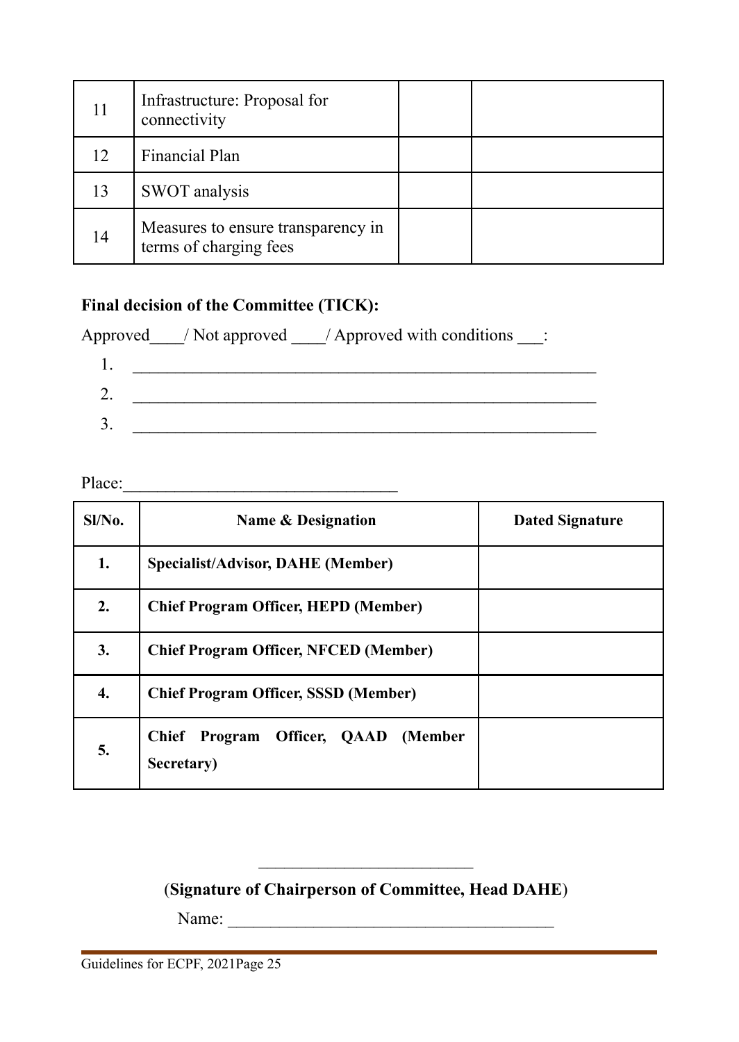| | | | |
|---|---|---|---|
| 11 | Infrastructure: Proposal for connectivity | | |
| 12 | Financial Plan | | |
| 13 | SWOT analysis | | |
| 14 | Measures to ensure transparency in terms of charging fees | | |

**Final decision of the Committee (TICK):**

Approved____/ Not approved ____/ Approved with conditions ___:

1. ________________________________________________________
2. ________________________________________________________
3. ________________________________________________________

Place:________________________________

| Sl/No. | Name & Designation | Dated Signature |
|---|---|---|
| **1.** | **Specialist/Advisor, DAHE (Member)** | |
| **2.** | **Chief Program Officer, HEPD (Member)** | |
| **3.** | **Chief Program Officer, NFCED (Member)** | |
| **4.** | **Chief Program Officer, SSSD (Member)** | |
| **5.** | **Chief Program Officer, QAAD (Member Secretary)** | |

_________________________

(**Signature of Chairperson of Committee, Head DAHE**)

Name: ______________________________________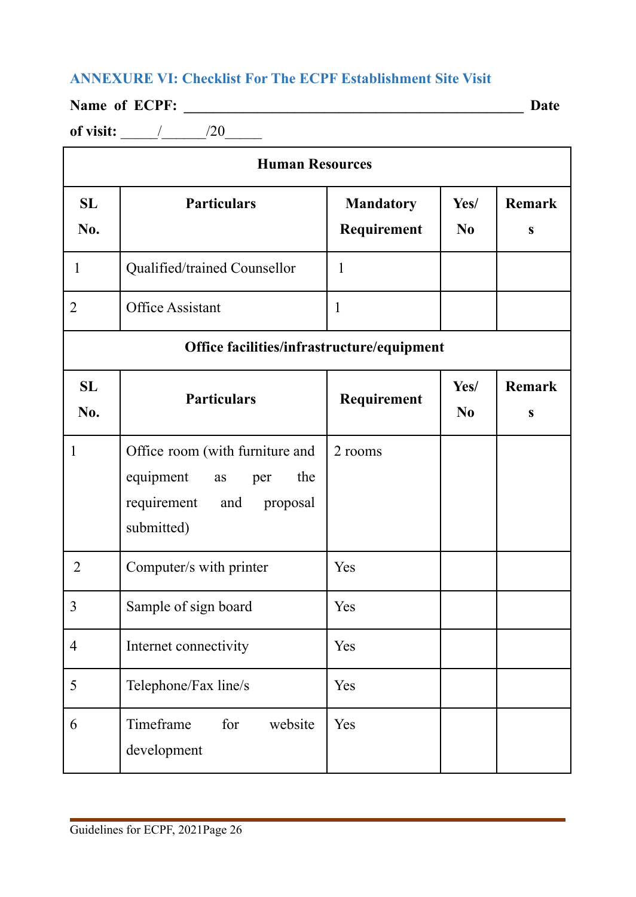## ANNEXURE VI: Checklist For The ECPF Establishment Site Visit

**Name of ECPF: _______________________________________________ Date of visit:** _____/______/20_____

| Human Resources | | | | |
|---|---|---|---|---|
| **SL No.** | **Particulars** | **Mandatory Requirement** | **Yes/ No** | **Remarks** |
| 1 | Qualified/trained Counsellor | 1 | | |
| 2 | Office Assistant | 1 | | |
| **Office facilities/infrastructure/equipment** | | | | |
| **SL No.** | **Particulars** | **Requirement** | **Yes/ No** | **Remarks** |
| 1 | Office room (with furniture and equipment as per the requirement and proposal submitted) | 2 rooms | | |
| 2 | Computer/s with printer | Yes | | |
| 3 | Sample of sign board | Yes | | |
| 4 | Internet connectivity | Yes | | |
| 5 | Telephone/Fax line/s | Yes | | |
| 6 | Timeframe for website development | Yes | | |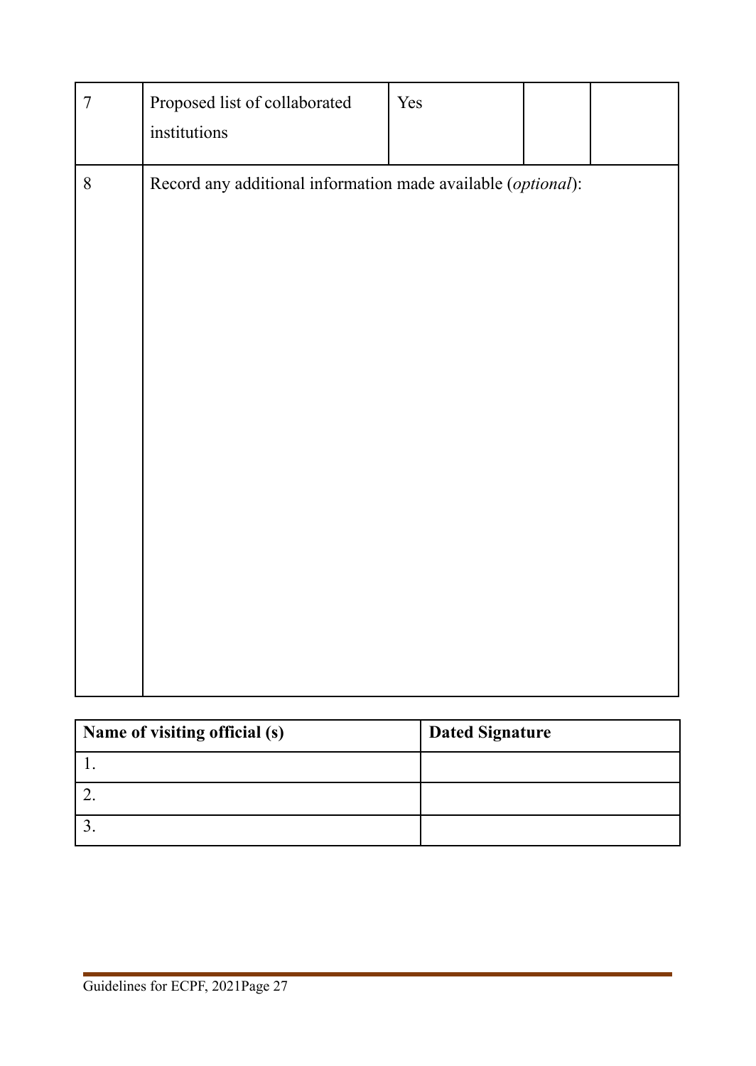| 7 | Proposed list of collaborated institutions | Yes | | |
|---|---|---|---|---|
| 8 | Record any additional information made available (*optional*): | | | |

| Name of visiting official (s) | Dated Signature |
|---|---|
| 1. | |
| 2. | |
| 3. | |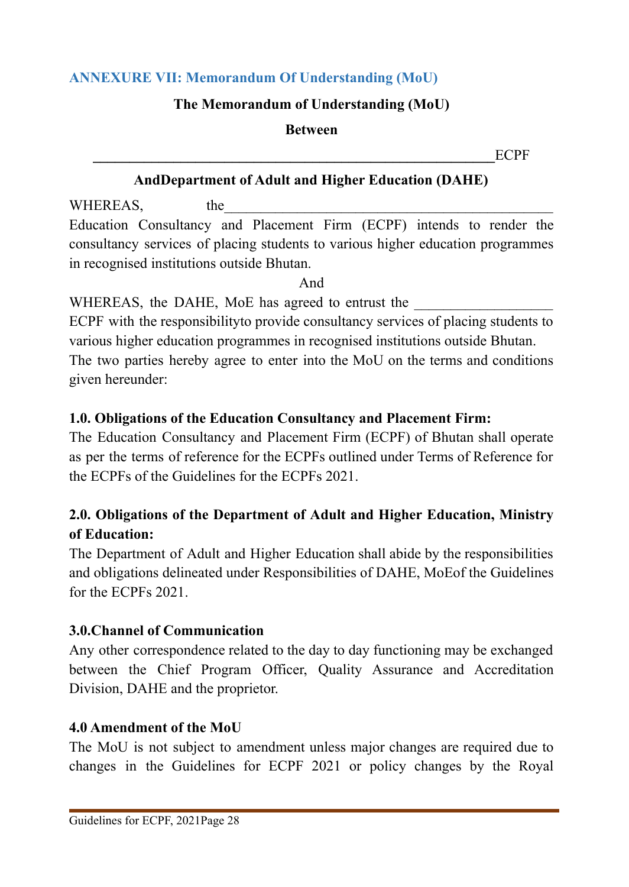## ANNEXURE VII: Memorandum Of Understanding (MoU)

**The Memorandum of Understanding (MoU)**

**Between**

________________________________________________________ECPF

**AndDepartment of Adult and Higher Education (DAHE)**

WHEREAS, the_______________________________________________ Education Consultancy and Placement Firm (ECPF) intends to render the consultancy services of placing students to various higher education programmes in recognised institutions outside Bhutan.

And

WHEREAS, the DAHE, MoE has agreed to entrust the __________________ ECPF with the responsibilityto provide consultancy services of placing students to various higher education programmes in recognised institutions outside Bhutan.

The two parties hereby agree to enter into the MoU on the terms and conditions given hereunder:

**1.0. Obligations of the Education Consultancy and Placement Firm:**

The Education Consultancy and Placement Firm (ECPF) of Bhutan shall operate as per the terms of reference for the ECPFs outlined under Terms of Reference for the ECPFs of the Guidelines for the ECPFs 2021.

**2.0. Obligations of the Department of Adult and Higher Education, Ministry of Education:**

The Department of Adult and Higher Education shall abide by the responsibilities and obligations delineated under Responsibilities of DAHE, MoEof the Guidelines for the ECPFs 2021.

**3.0.Channel of Communication**

Any other correspondence related to the day to day functioning may be exchanged between the Chief Program Officer, Quality Assurance and Accreditation Division, DAHE and the proprietor.

**4.0 Amendment of the MoU**

The MoU is not subject to amendment unless major changes are required due to changes in the Guidelines for ECPF 2021 or policy changes by the Royal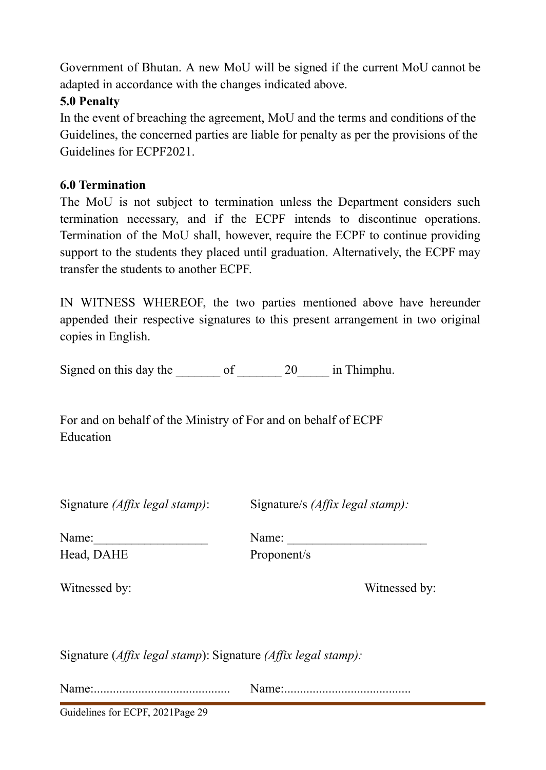Government of Bhutan. A new MoU will be signed if the current MoU cannot be adapted in accordance with the changes indicated above.

**5.0 Penalty**

In the event of breaching the agreement, MoU and the terms and conditions of the Guidelines, the concerned parties are liable for penalty as per the provisions of the Guidelines for ECPF2021.

**6.0 Termination**

The MoU is not subject to termination unless the Department considers such termination necessary, and if the ECPF intends to discontinue operations. Termination of the MoU shall, however, require the ECPF to continue providing support to the students they placed until graduation. Alternatively, the ECPF may transfer the students to another ECPF.

IN WITNESS WHEREOF, the two parties mentioned above have hereunder appended their respective signatures to this present arrangement in two original copies in English.

Signed on this day the _______ of _______ 20_____ in Thimphu.

For and on behalf of the Ministry of Education

For and on behalf of ECPF

Signature *(Affix legal stamp)*:

Name:__________________

Head, DAHE

Signature/s *(Affix legal stamp):*

Name: ______________________

Proponent/s

Witnessed by:

Signature (*Affix legal stamp*):

Name:..........................................

Witnessed by:

Signature *(Affix legal stamp):*

Name:.......................................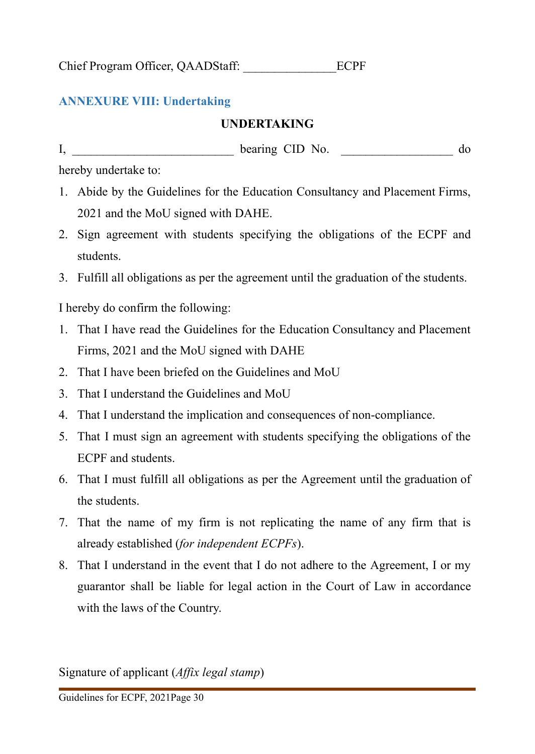Chief Program Officer, QAADStaff: _______________ECPF

## ANNEXURE VIII: Undertaking

**UNDERTAKING**

I, __________________________ bearing CID No. __________________ do hereby undertake to:

1. Abide by the Guidelines for the Education Consultancy and Placement Firms, 2021 and the MoU signed with DAHE.
2. Sign agreement with students specifying the obligations of the ECPF and students.
3. Fulfill all obligations as per the agreement until the graduation of the students.

I hereby do confirm the following:

1. That I have read the Guidelines for the Education Consultancy and Placement Firms, 2021 and the MoU signed with DAHE
2. That I have been briefed on the Guidelines and MoU
3. That I understand the Guidelines and MoU
4. That I understand the implication and consequences of non-compliance.
5. That I must sign an agreement with students specifying the obligations of the ECPF and students.
6. That I must fulfill all obligations as per the Agreement until the graduation of the students.
7. That the name of my firm is not replicating the name of any firm that is already established (*for independent ECPFs*).
8. That I understand in the event that I do not adhere to the Agreement, I or my guarantor shall be liable for legal action in the Court of Law in accordance with the laws of the Country.

Signature of applicant (*Affix legal stamp*)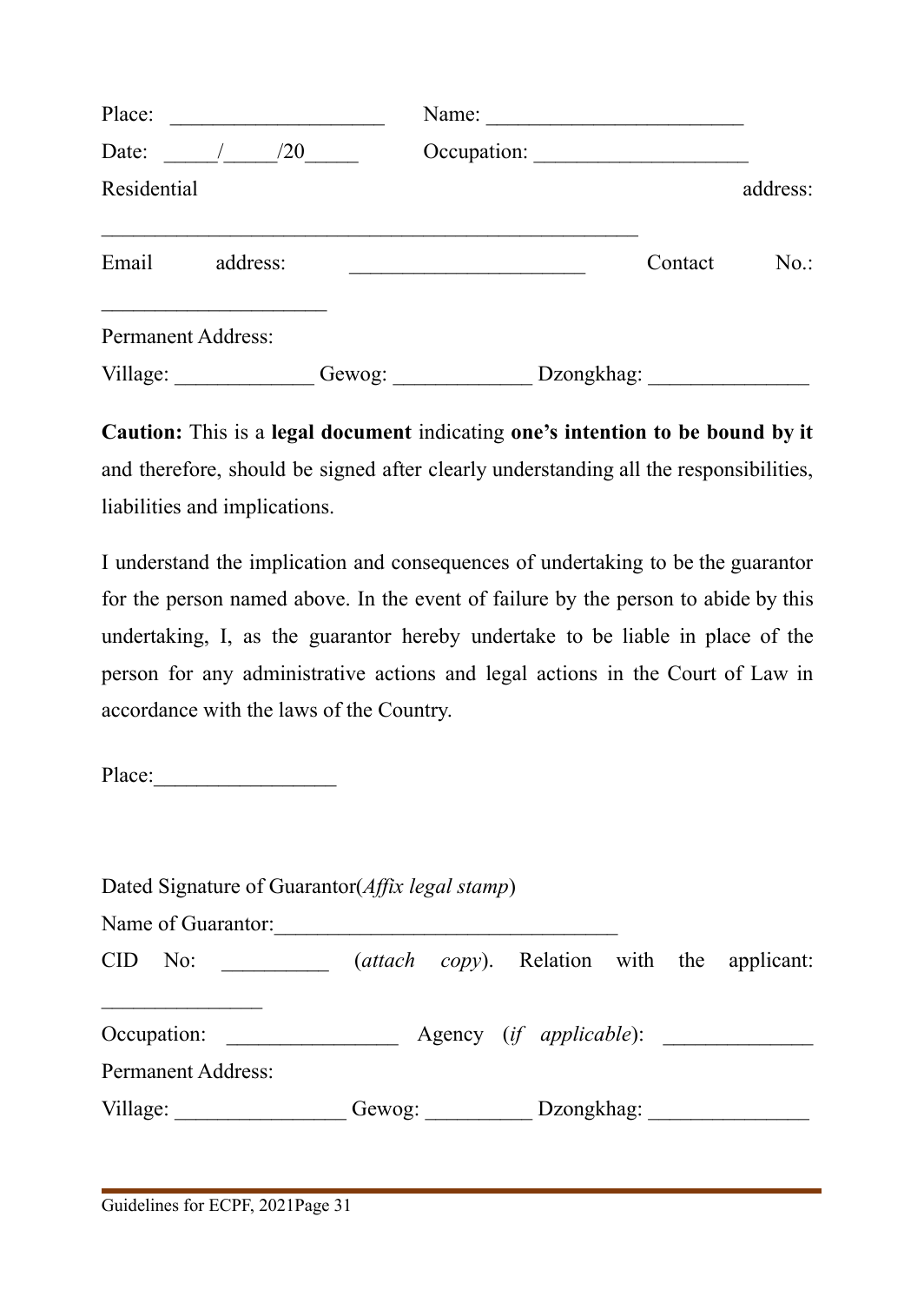Place: ____________________ Name: ________________________

Date: _____/_____/20_____ Occupation: ____________________

Residential address: ____________________________________________________

Email address: ______________________ Contact No.: _____________________

Permanent Address:

Village: _____________ Gewog: _____________ Dzongkhag: _______________

**Caution:** This is a **legal document** indicating **one's intention to be bound by it** and therefore, should be signed after clearly understanding all the responsibilities, liabilities and implications.

I understand the implication and consequences of undertaking to be the guarantor for the person named above. In the event of failure by the person to abide by this undertaking, I, as the guarantor hereby undertake to be liable in place of the person for any administrative actions and legal actions in the Court of Law in accordance with the laws of the Country.

Place:_________________

Dated Signature of Guarantor(*Affix legal stamp*)

Name of Guarantor:________________________________

CID No: __________ (*attach copy*). Relation with the applicant: _______________

Occupation: ________________ Agency (*if applicable*): ______________

Permanent Address:

Village: ________________ Gewog: __________ Dzongkhag: _______________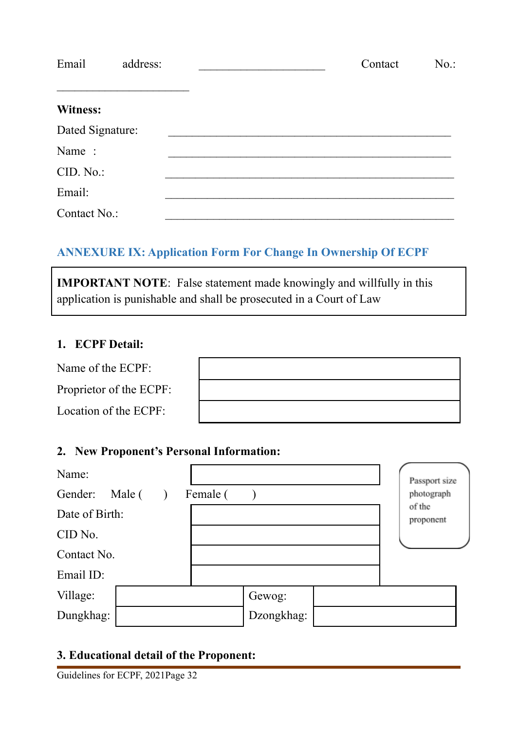Email address: ______________________ Contact No.: ______________________

**Witness:**

Dated Signature: ______________________

Name : ______________________

CID. No.: ______________________

Email: ______________________

Contact No.: ______________________

## ANNEXURE IX: Application Form For Change In Ownership Of ECPF

> **IMPORTANT NOTE**: False statement made knowingly and willfully in this application is punishable and shall be prosecuted in a Court of Law

**1. ECPF Detail:**

| | |
|---|---|
| Name of the ECPF: | |
| Proprietor of the ECPF: | |
| Location of the ECPF: | |

**2. New Proponent's Personal Information:**

Passport size photograph of the proponent

| | |
|---|---|
| Name: | |
| Gender: | Male (   )   Female (   ) |
| Date of Birth: | |
| CID No. | |
| Contact No. | |
| Email ID: | |

| | | | |
|---|---|---|---|
| Village: | | Gewog: | |
| Dungkhag: | | Dzongkhag: | |

**3. Educational detail of the Proponent:**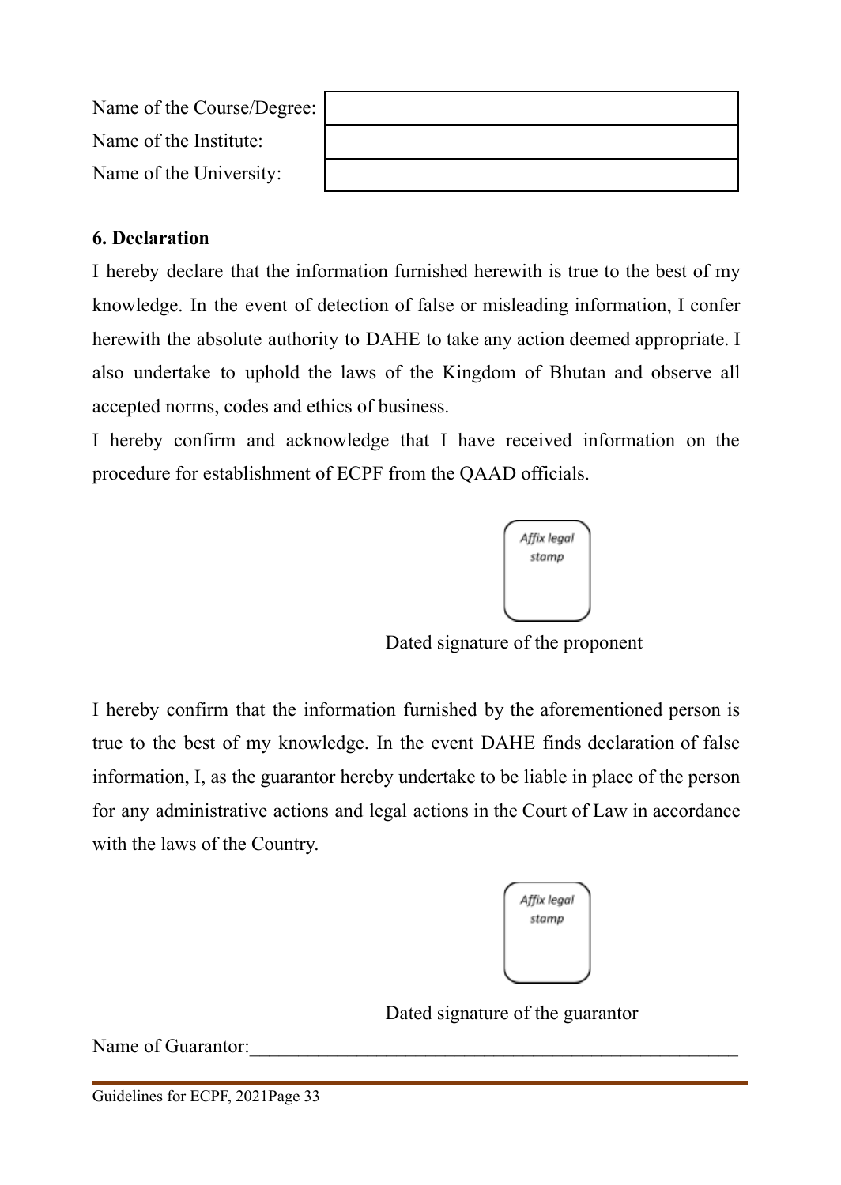| Name of the Course/Degree: | |
|---|---|
| Name of the Institute: | |
| Name of the University: | |

**6. Declaration**

I hereby declare that the information furnished herewith is true to the best of my knowledge. In the event of detection of false or misleading information, I confer herewith the absolute authority to DAHE to take any action deemed appropriate. I also undertake to uphold the laws of the Kingdom of Bhutan and observe all accepted norms, codes and ethics of business.

I hereby confirm and acknowledge that I have received information on the procedure for establishment of ECPF from the QAAD officials.

Affix legal stamp

Dated signature of the proponent

I hereby confirm that the information furnished by the aforementioned person is true to the best of my knowledge. In the event DAHE finds declaration of false information, I, as the guarantor hereby undertake to be liable in place of the person for any administrative actions and legal actions in the Court of Law in accordance with the laws of the Country.

Affix legal stamp

Dated signature of the guarantor

Name of Guarantor:_____________________________________________________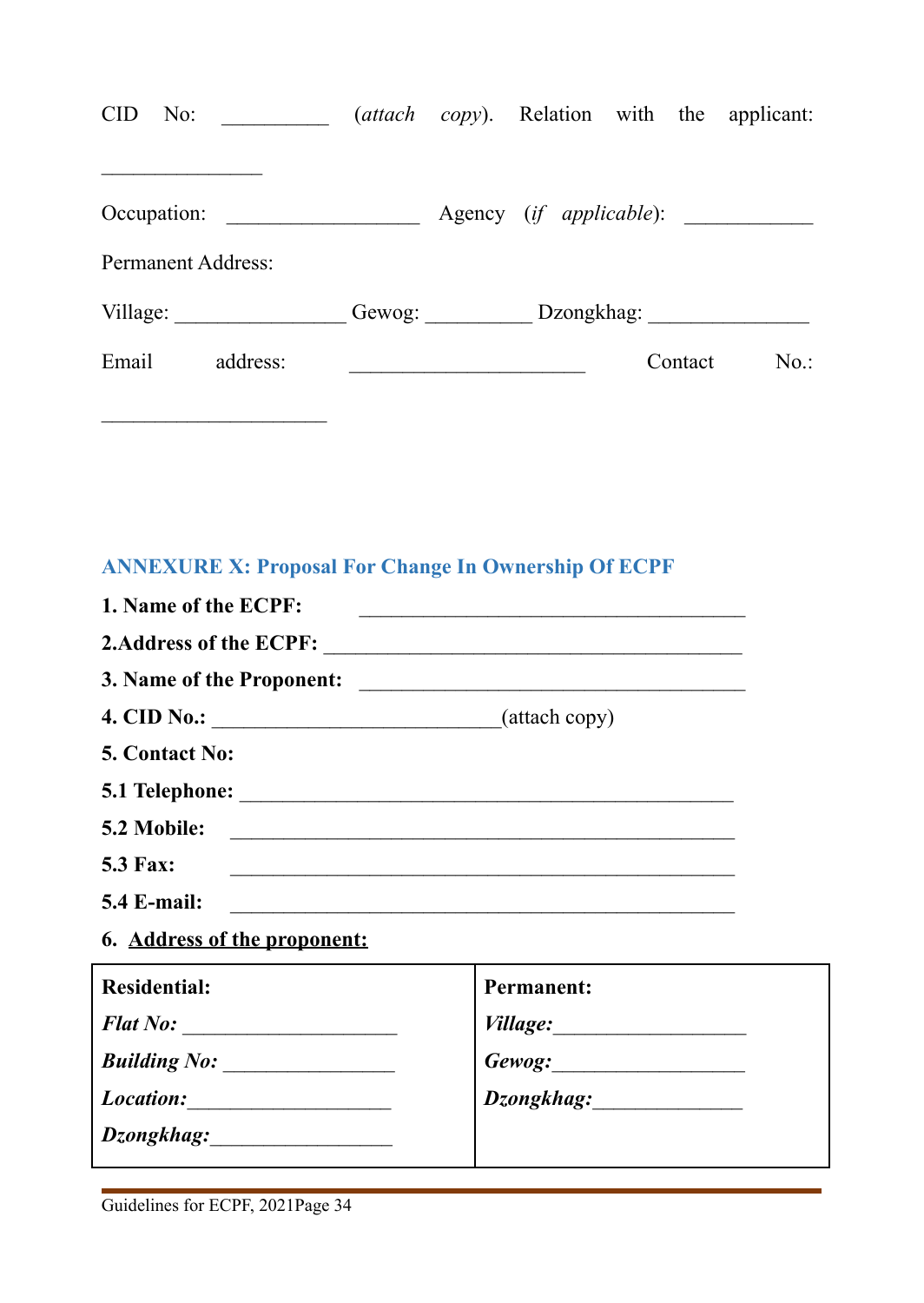CID No: __________ (*attach copy*). Relation with the applicant: _______________

Occupation: __________________ Agency (*if applicable*): ____________

Permanent Address:

Village: ________________ Gewog: __________ Dzongkhag: _______________

Email address: ______________________ Contact No.: _____________________

## ANNEXURE X: Proposal For Change In Ownership Of ECPF

**1. Name of the ECPF:** ____________________________________

**2.Address of the ECPF:** ____________________________________

**3. Name of the Proponent:** ____________________________________

**4. CID No.:** ___________________________(attach copy)

**5. Contact No:**

**5.1 Telephone:** _______________________________________________

**5.2 Mobile:** _______________________________________________

**5.3 Fax:** _______________________________________________

**5.4 E-mail:** _______________________________________________

**6. Address of the proponent:**

| **Residential:** | **Permanent:** |
|---|---|
| ***Flat No:*** ____________________ | ***Village:*** __________________ |
| ***Building No:*** ________________ | ***Gewog:*** __________________ |
| ***Location:*** ___________________ | ***Dzongkhag:*** ______________ |
| ***Dzongkhag:*** _________________ | |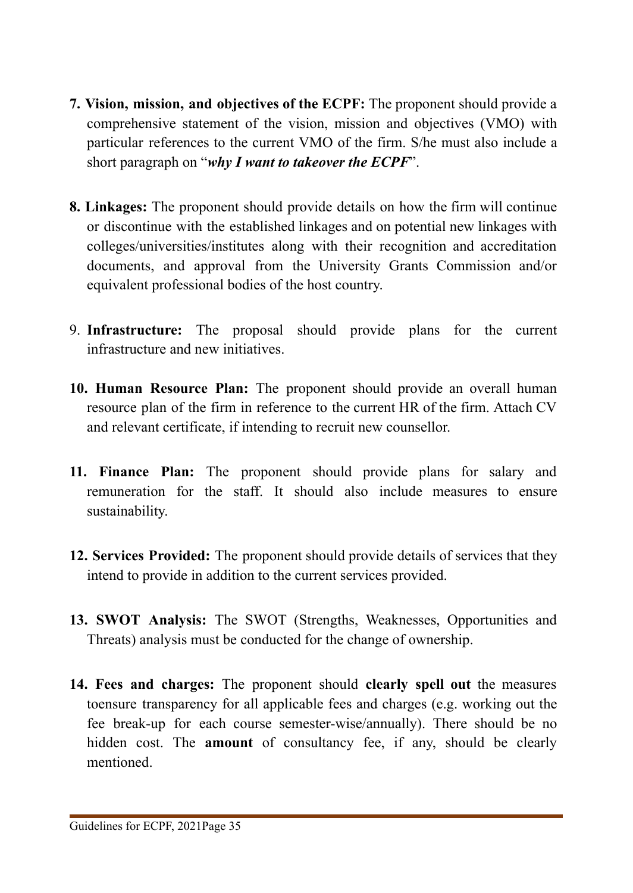7. **Vision, mission, and objectives of the ECPF:** The proponent should provide a comprehensive statement of the vision, mission and objectives (VMO) with particular references to the current VMO of the firm. S/he must also include a short paragraph on "***why I want to takeover the ECPF***".

8. **Linkages:** The proponent should provide details on how the firm will continue or discontinue with the established linkages and on potential new linkages with colleges/universities/institutes along with their recognition and accreditation documents, and approval from the University Grants Commission and/or equivalent professional bodies of the host country.

9. **Infrastructure:** The proposal should provide plans for the current infrastructure and new initiatives.

10. **Human Resource Plan:** The proponent should provide an overall human resource plan of the firm in reference to the current HR of the firm. Attach CV and relevant certificate, if intending to recruit new counsellor.

11. **Finance Plan:** The proponent should provide plans for salary and remuneration for the staff. It should also include measures to ensure sustainability.

12. **Services Provided:** The proponent should provide details of services that they intend to provide in addition to the current services provided.

13. **SWOT Analysis:** The SWOT (Strengths, Weaknesses, Opportunities and Threats) analysis must be conducted for the change of ownership.

14. **Fees and charges:** The proponent should **clearly spell out** the measures toensure transparency for all applicable fees and charges (e.g. working out the fee break-up for each course semester-wise/annually). There should be no hidden cost. The **amount** of consultancy fee, if any, should be clearly mentioned.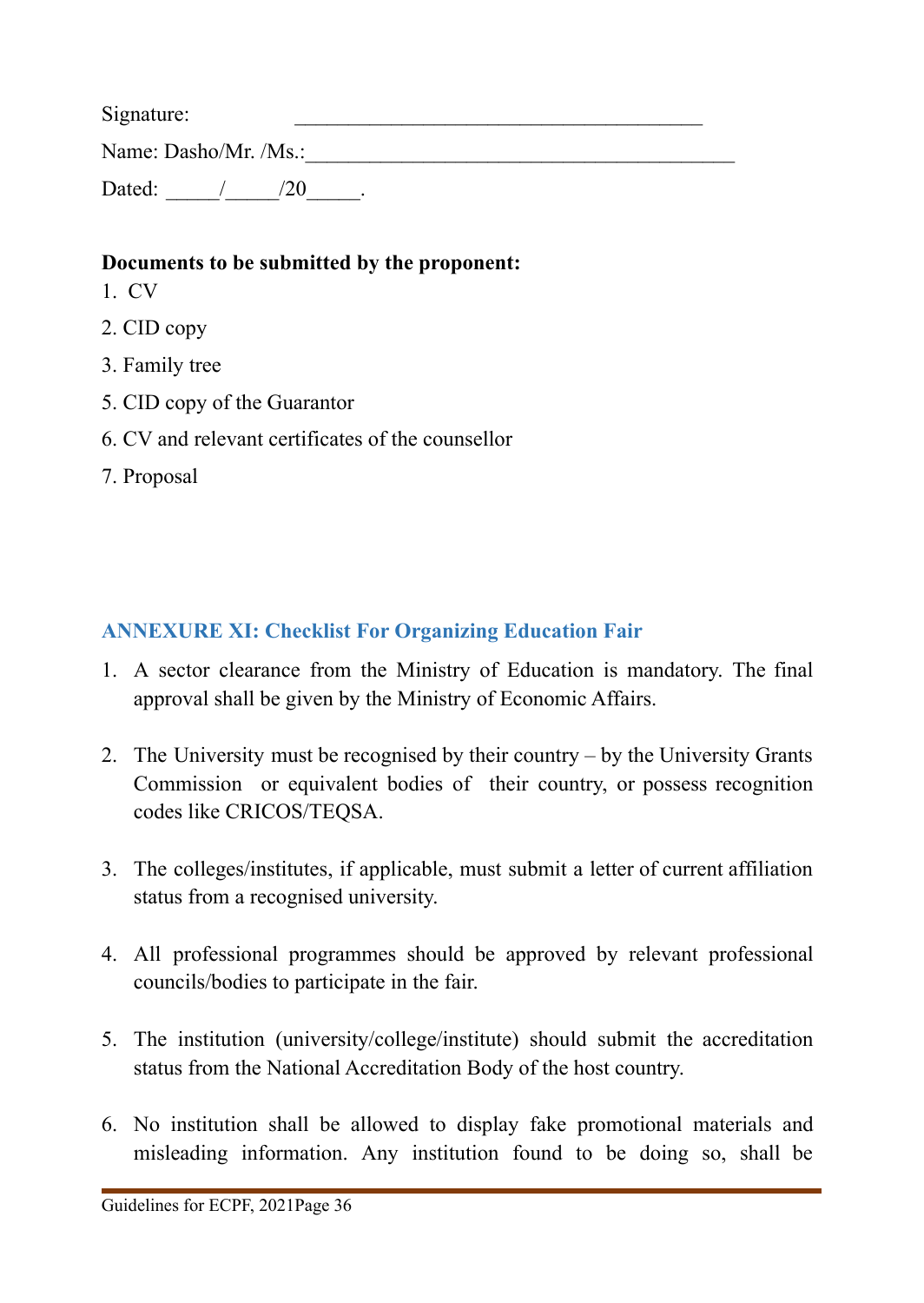Signature: \_\_\_\_\_\_\_\_\_\_\_\_\_\_\_\_\_\_\_\_\_\_\_\_\_\_\_\_\_\_\_\_\_\_\_\_\_\_

Name: Dasho/Mr. /Ms.:\_\_\_\_\_\_\_\_\_\_\_\_\_\_\_\_\_\_\_\_\_\_\_\_\_\_\_\_\_\_\_\_\_\_\_\_\_\_\_\_\_\_

Dated: \_\_\_\_\_/\_\_\_\_\_/20\_\_\_\_\_.

**Documents to be submitted by the proponent:**

1. CV
2. CID copy
3. Family tree
5. CID copy of the Guarantor
6. CV and relevant certificates of the counsellor
7. Proposal

## ANNEXURE XI: Checklist For Organizing Education Fair

1. A sector clearance from the Ministry of Education is mandatory. The final approval shall be given by the Ministry of Economic Affairs.

2. The University must be recognised by their country – by the University Grants Commission or equivalent bodies of their country, or possess recognition codes like CRICOS/TEQSA.

3. The colleges/institutes, if applicable, must submit a letter of current affiliation status from a recognised university.

4. All professional programmes should be approved by relevant professional councils/bodies to participate in the fair.

5. The institution (university/college/institute) should submit the accreditation status from the National Accreditation Body of the host country.

6. No institution shall be allowed to display fake promotional materials and misleading information. Any institution found to be doing so, shall be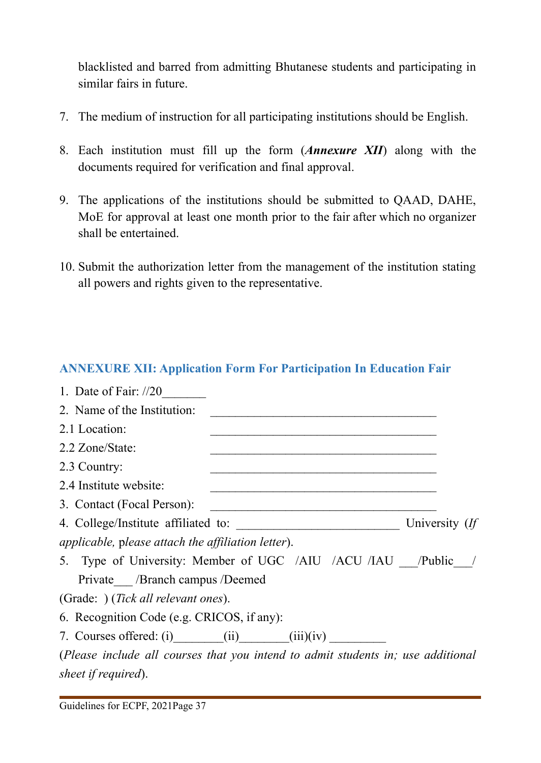blacklisted and barred from admitting Bhutanese students and participating in similar fairs in future.

7. The medium of instruction for all participating institutions should be English.

8. Each institution must fill up the form (***Annexure XII***) along with the documents required for verification and final approval.

9. The applications of the institutions should be submitted to QAAD, DAHE, MoE for approval at least one month prior to the fair after which no organizer shall be entertained.

10. Submit the authorization letter from the management of the institution stating all powers and rights given to the representative.

## ANNEXURE XII: Application Form For Participation In Education Fair

1. Date of Fair: //20_______
2. Name of the Institution: ____________________________________

2.1 Location: ____________________________________

2.2 Zone/State: ____________________________________

2.3 Country: ____________________________________

2.4 Institute website: ____________________________________

3. Contact (Focal Person): ____________________________________

4. College/Institute affiliated to: __________________________ University (*If applicable,* p*lease attach the affiliation letter*).

5. Type of University: Member of UGC /AIU /ACU /IAU ___/Public___/ Private___ /Branch campus /Deemed

(Grade: ) (*Tick all relevant ones*).

6. Recognition Code (e.g. CRICOS, if any):

7. Courses offered: (i)________(ii)________(iii)(iv) _________

(*Please include all courses that you intend to admit students in; use additional sheet if required*).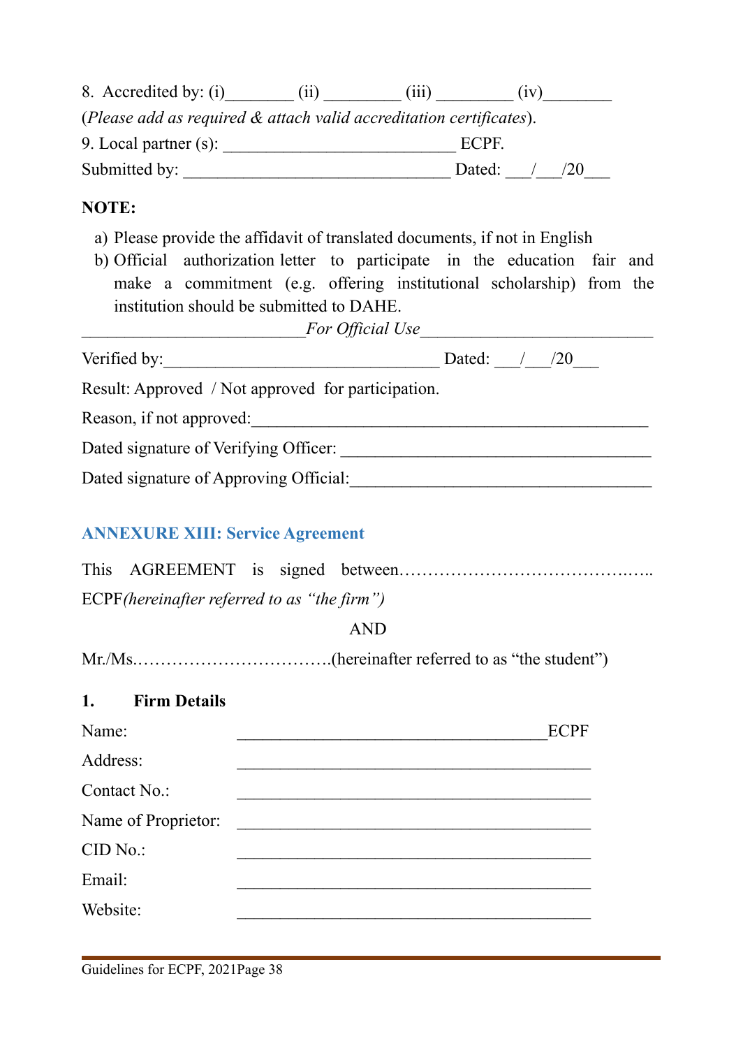8. Accredited by: (i)________ (ii) _________ (iii) _________ (iv)________
(*Please add as required & attach valid accreditation certificates*).

9. Local partner (s): ___________________________ ECPF.

Submitted by: _______________________________ Dated: ___/___/20___

**NOTE:**

a) Please provide the affidavit of translated documents, if not in English
b) Official authorization letter to participate in the education fair and make a commitment (e.g. offering institutional scholarship) from the institution should be submitted to DAHE.

__________________________*For Official Use*___________________________

Verified by:________________________________ Dated: ___/___/20___

Result: Approved / Not approved for participation.

Reason, if not approved:________________________________________________

Dated signature of Verifying Officer: ____________________________________

Dated signature of Approving Official:___________________________________

## ANNEXURE XIII: Service Agreement

This AGREEMENT is signed between…………………………………….….. ECPF*(hereinafter referred to as "the firm")*

AND

Mr./Ms.…………………………….(hereinafter referred to as "the student")

### 1. Firm Details

Name: ____________________________________ECPF

Address: ___________________________________________

Contact No.: ___________________________________________

Name of Proprietor: ___________________________________________

CID No.: ___________________________________________

Email: ___________________________________________

Website: ___________________________________________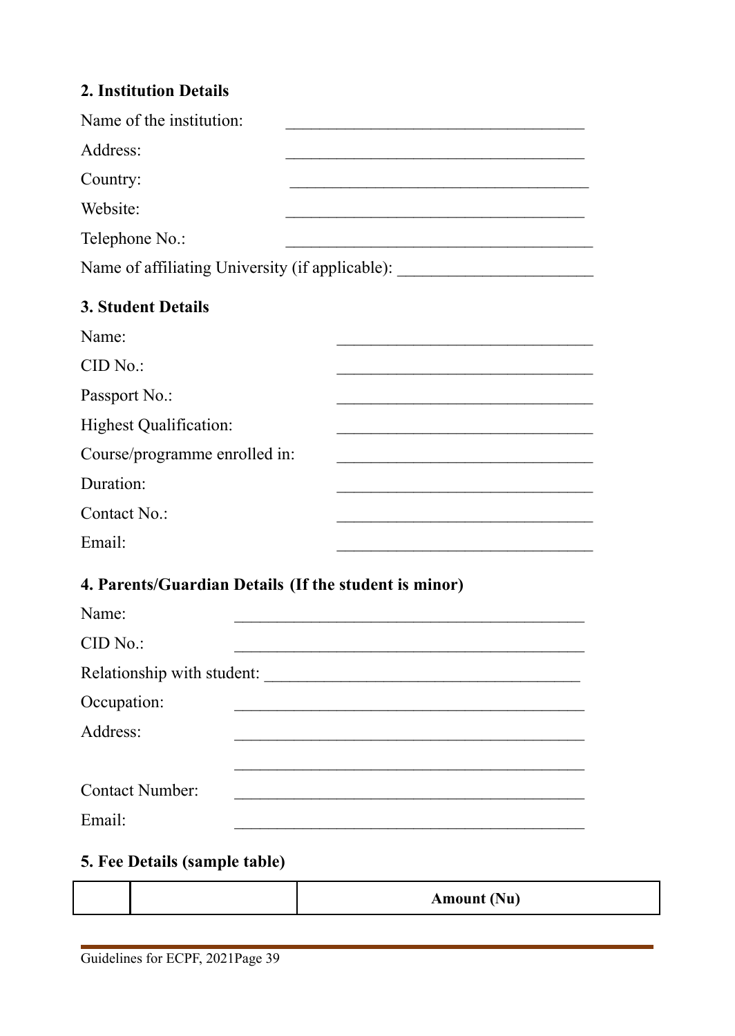## 2. Institution Details

Name of the institution: ___________________________________

Address: ___________________________________

Country: ___________________________________

Website: ___________________________________

Telephone No.: ___________________________________

Name of affiliating University (if applicable): ______________________

## 3. Student Details

Name: ______________________________

CID No.: ______________________________

Passport No.: ______________________________

Highest Qualification: ______________________________

Course/programme enrolled in: ______________________________

Duration: ______________________________

Contact No.: ______________________________

Email: ______________________________

## 4. Parents/Guardian Details (If the student is minor)

Name: _________________________________________

CID No.: _________________________________________

Relationship with student: _____________________________________

Occupation: _________________________________________

Address: _________________________________________

_________________________________________

Contact Number: _________________________________________

Email: _________________________________________

## 5. Fee Details (sample table)

| | | Amount (Nu) |
|---|---|---|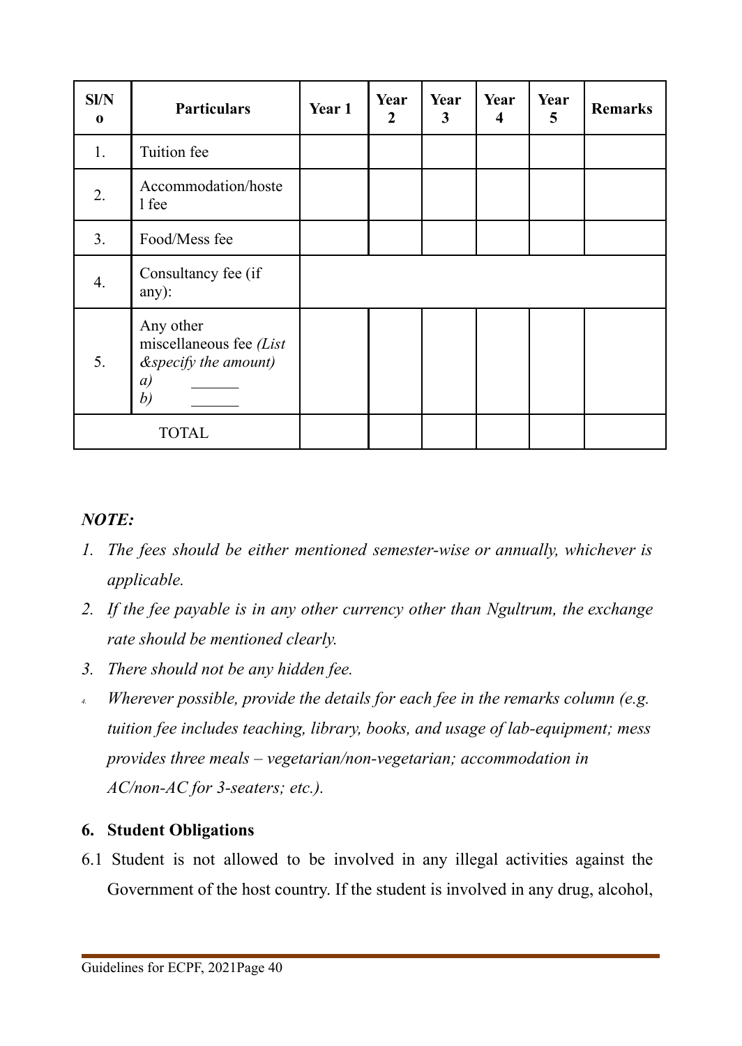| Sl/No | Particulars | Year 1 | Year 2 | Year 3 | Year 4 | Year 5 | Remarks |
|---|---|---|---|---|---|---|---|
| 1. | Tuition fee | | | | | | |
| 2. | Accommodation/hostel fee | | | | | | |
| 3. | Food/Mess fee | | | | | | |
| 4. | Consultancy fee (if any): | | | | | | |
| 5. | Any other miscellaneous fee *(List &specify the amount)* *a)* ______ *b)* ______ | | | | | | |
| TOTAL | | | | | | | |

***NOTE:***

1. *The fees should be either mentioned semester-wise or annually, whichever is applicable.*
2. *If the fee payable is in any other currency other than Ngultrum, the exchange rate should be mentioned clearly.*
3. *There should not be any hidden fee.*
4. *Wherever possible, provide the details for each fee in the remarks column (e.g. tuition fee includes teaching, library, books, and usage of lab-equipment; mess provides three meals – vegetarian/non-vegetarian; accommodation in AC/non-AC for 3-seaters; etc.).*

**6. Student Obligations**

6.1 Student is not allowed to be involved in any illegal activities against the Government of the host country. If the student is involved in any drug, alcohol,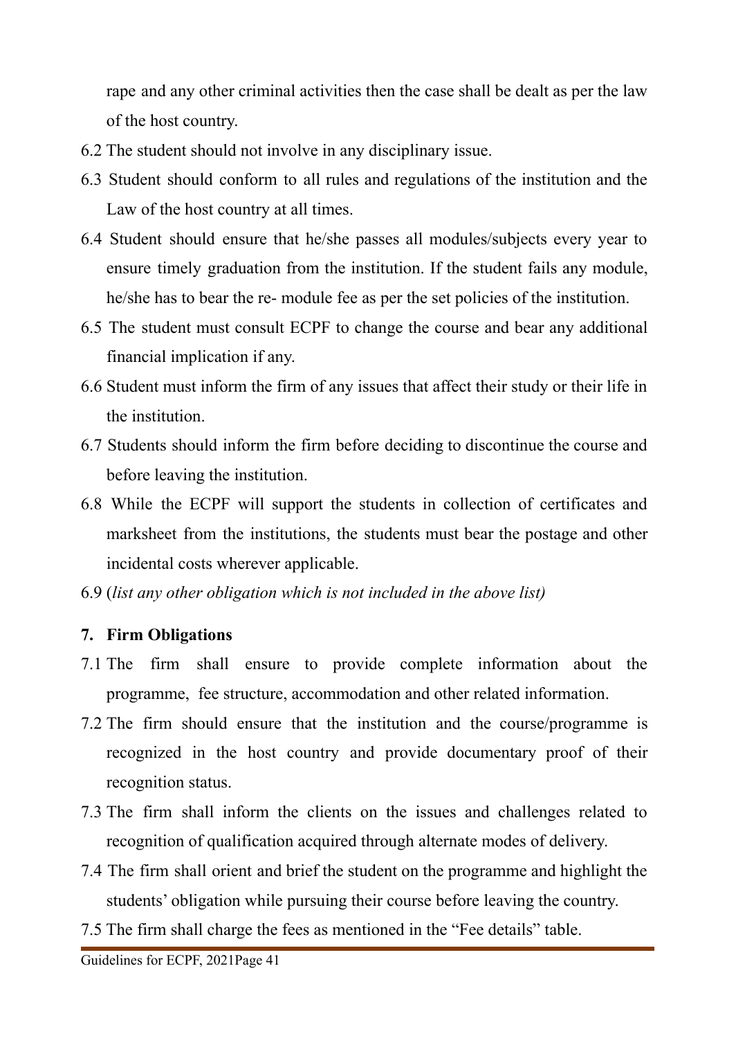rape and any other criminal activities then the case shall be dealt as per the law of the host country.

6.2 The student should not involve in any disciplinary issue.

6.3 Student should conform to all rules and regulations of the institution and the Law of the host country at all times.

6.4 Student should ensure that he/she passes all modules/subjects every year to ensure timely graduation from the institution. If the student fails any module, he/she has to bear the re- module fee as per the set policies of the institution.

6.5 The student must consult ECPF to change the course and bear any additional financial implication if any.

6.6 Student must inform the firm of any issues that affect their study or their life in the institution.

6.7 Students should inform the firm before deciding to discontinue the course and before leaving the institution.

6.8 While the ECPF will support the students in collection of certificates and marksheet from the institutions, the students must bear the postage and other incidental costs wherever applicable.

6.9 (*list any other obligation which is not included in the above list)*

**7. Firm Obligations**

7.1 The firm shall ensure to provide complete information about the programme, fee structure, accommodation and other related information.

7.2 The firm should ensure that the institution and the course/programme is recognized in the host country and provide documentary proof of their recognition status.

7.3 The firm shall inform the clients on the issues and challenges related to recognition of qualification acquired through alternate modes of delivery.

7.4 The firm shall orient and brief the student on the programme and highlight the students' obligation while pursuing their course before leaving the country.

7.5 The firm shall charge the fees as mentioned in the "Fee details" table.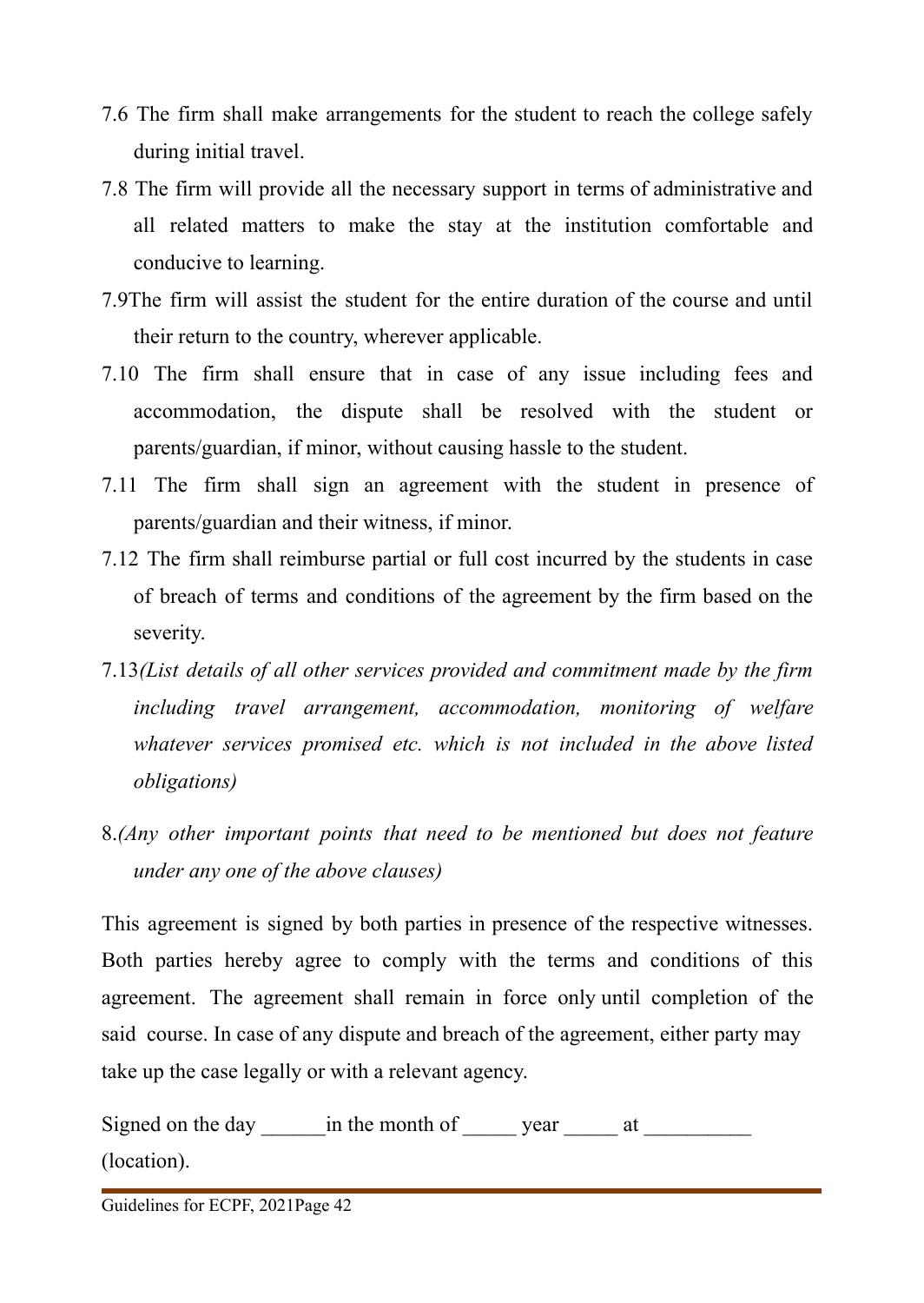7.6 The firm shall make arrangements for the student to reach the college safely during initial travel.

7.8 The firm will provide all the necessary support in terms of administrative and all related matters to make the stay at the institution comfortable and conducive to learning.

7.9The firm will assist the student for the entire duration of the course and until their return to the country, wherever applicable.

7.10 The firm shall ensure that in case of any issue including fees and accommodation, the dispute shall be resolved with the student or parents/guardian, if minor, without causing hassle to the student.

7.11 The firm shall sign an agreement with the student in presence of parents/guardian and their witness, if minor.

7.12 The firm shall reimburse partial or full cost incurred by the students in case of breach of terms and conditions of the agreement by the firm based on the severity.

7.13*(List details of all other services provided and commitment made by the firm including travel arrangement, accommodation, monitoring of welfare whatever services promised etc. which is not included in the above listed obligations)*

8.*(Any other important points that need to be mentioned but does not feature under any one of the above clauses)*

This agreement is signed by both parties in presence of the respective witnesses. Both parties hereby agree to comply with the terms and conditions of this agreement. The agreement shall remain in force only until completion of the said course. In case of any dispute and breach of the agreement, either party may take up the case legally or with a relevant agency.

Signed on the day ______in the month of _____ year _____ at __________ (location).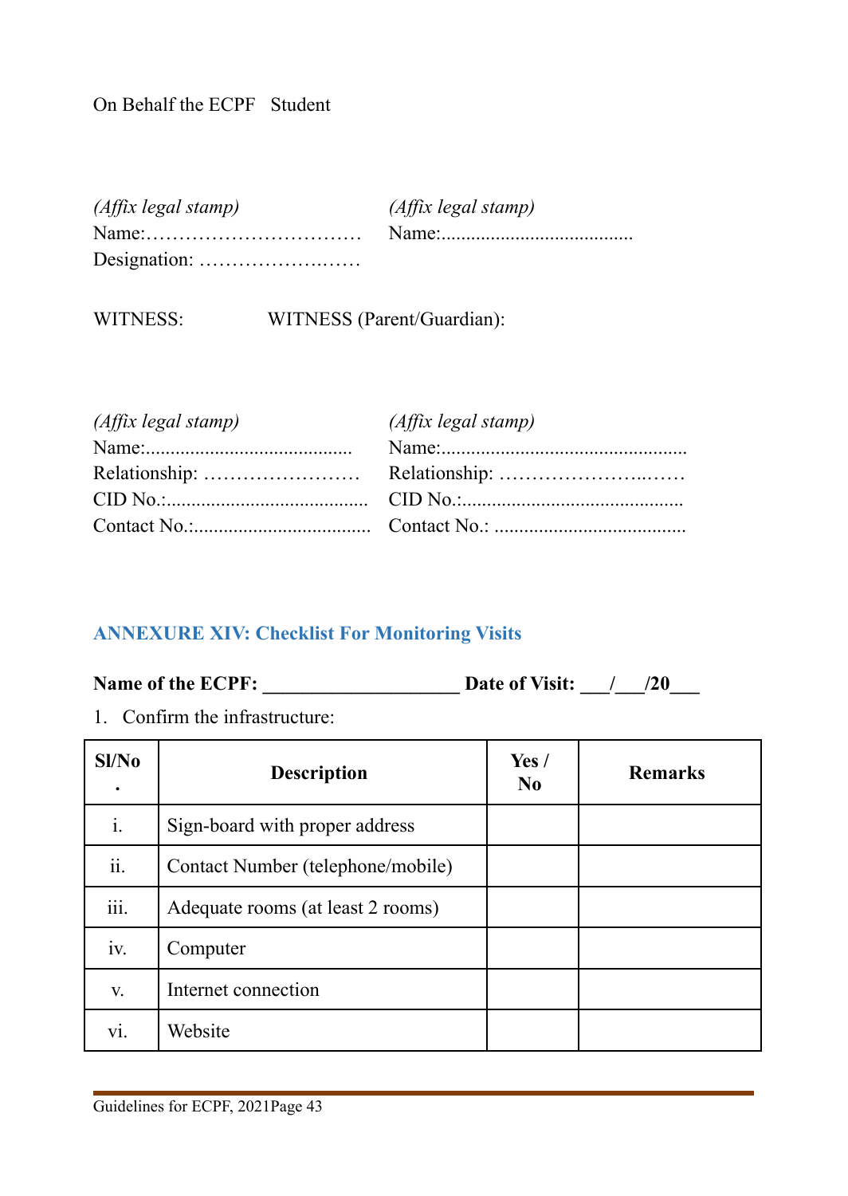On Behalf the ECPF Student

*(Affix legal stamp)*
Name:……………………………
Designation: ……………….……

*(Affix legal stamp)*
Name:......................................

WITNESS: WITNESS (Parent/Guardian):

*(Affix legal stamp)*
Name:.........................................
Relationship: ……………………
CID No.:........................................
Contact No.:...................................

*(Affix legal stamp)*
Name:................................................
Relationship: …………………..……
CID No.:............................................
Contact No.: ......................................

## ANNEXURE XIV: Checklist For Monitoring Visits

**Name of the ECPF: ____________________ Date of Visit: ___/___/20___**

1. Confirm the infrastructure:

| Sl/No. | Description | Yes / No | Remarks |
|---|---|---|---|
| i. | Sign-board with proper address | | |
| ii. | Contact Number (telephone/mobile) | | |
| iii. | Adequate rooms (at least 2 rooms) | | |
| iv. | Computer | | |
| v. | Internet connection | | |
| vi. | Website | | |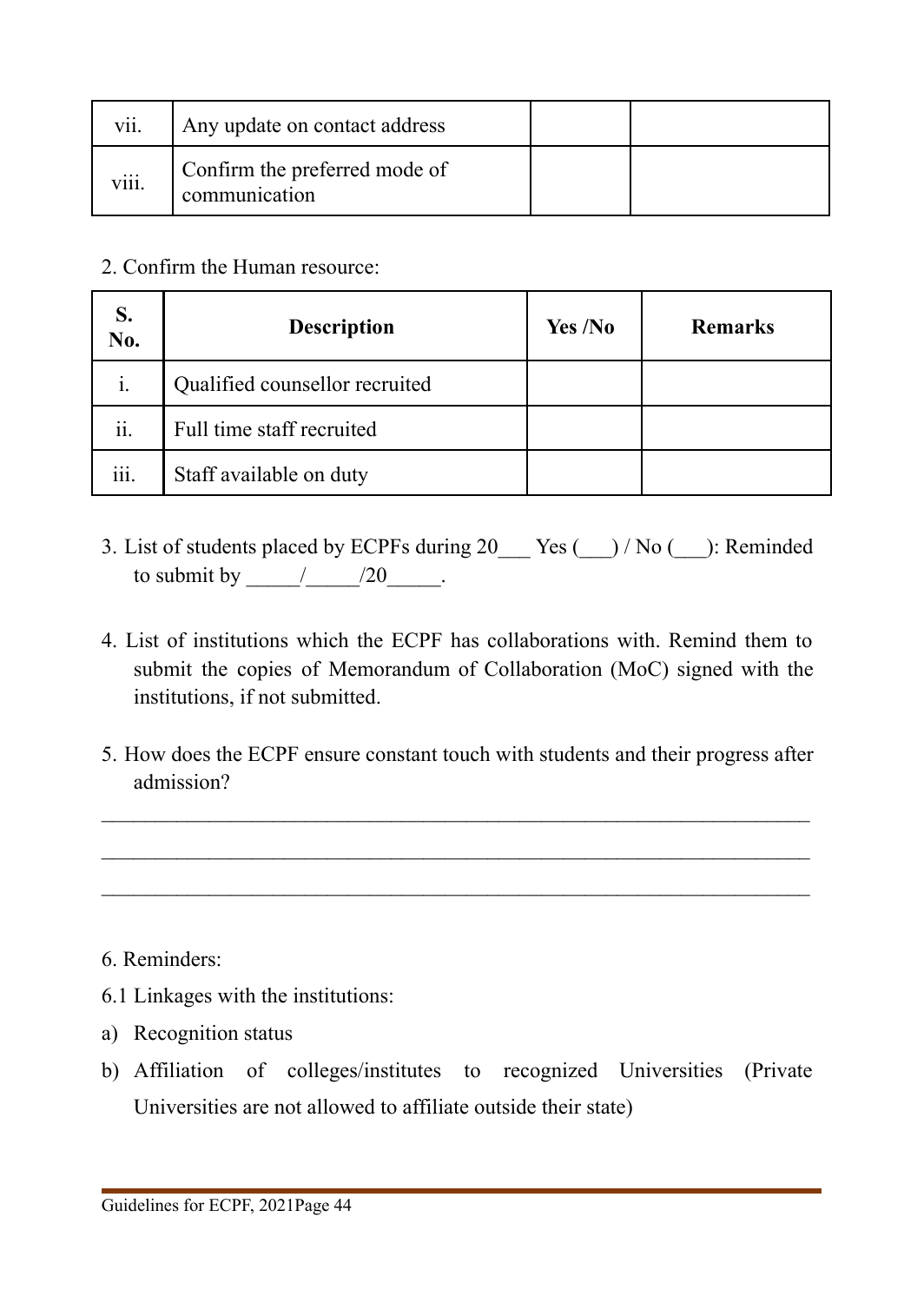| vii. | Any update on contact address | | |
|---|---|---|---|
| viii. | Confirm the preferred mode of communication | | |

2. Confirm the Human resource:

| S. No. | Description | Yes /No | Remarks |
|---|---|---|---|
| i. | Qualified counsellor recruited | | |
| ii. | Full time staff recruited | | |
| iii. | Staff available on duty | | |

3. List of students placed by ECPFs during 20___ Yes (___) / No (___): Reminded to submit by _____/_____/20_____.

4. List of institutions which the ECPF has collaborations with. Remind them to submit the copies of Memorandum of Collaboration (MoC) signed with the institutions, if not submitted.

5. How does the ECPF ensure constant touch with students and their progress after admission?

_____________________________________________________________________

_____________________________________________________________________

_____________________________________________________________________

6. Reminders:

6.1 Linkages with the institutions:

a) Recognition status
b) Affiliation of colleges/institutes to recognized Universities (Private Universities are not allowed to affiliate outside their state)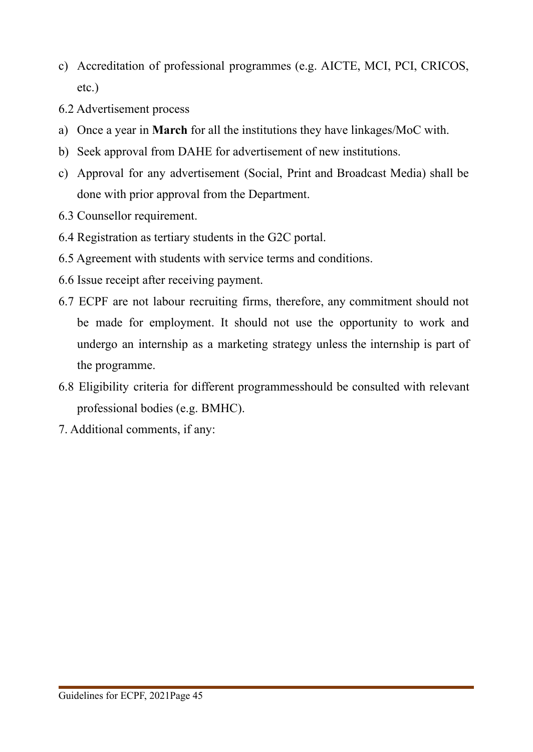c) Accreditation of professional programmes (e.g. AICTE, MCI, PCI, CRICOS, etc.)

6.2 Advertisement process

a) Once a year in **March** for all the institutions they have linkages/MoC with.
b) Seek approval from DAHE for advertisement of new institutions.
c) Approval for any advertisement (Social, Print and Broadcast Media) shall be done with prior approval from the Department.

6.3 Counsellor requirement.

6.4 Registration as tertiary students in the G2C portal.

6.5 Agreement with students with service terms and conditions.

6.6 Issue receipt after receiving payment.

6.7 ECPF are not labour recruiting firms, therefore, any commitment should not be made for employment. It should not use the opportunity to work and undergo an internship as a marketing strategy unless the internship is part of the programme.

6.8 Eligibility criteria for different programmesshould be consulted with relevant professional bodies (e.g. BMHC).

7. Additional comments, if any: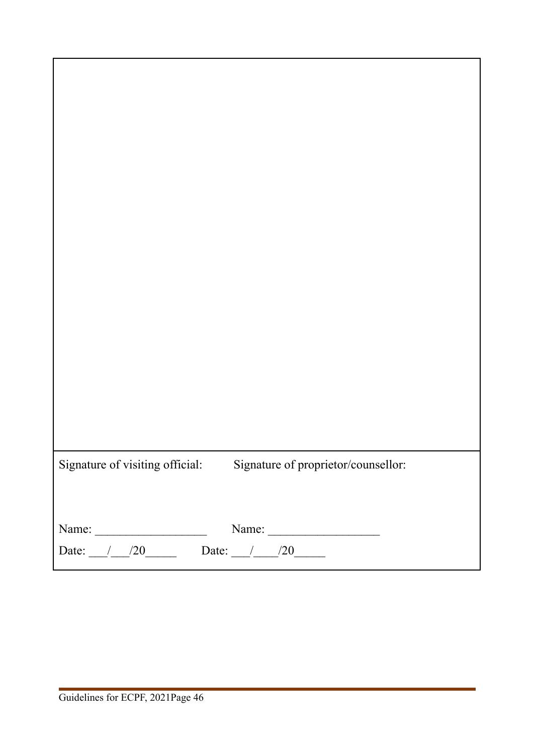Signature of visiting official: Signature of proprietor/counsellor:

Name: __________________ Name: __________________

Date: ___/___/20_____ Date: ___/____/20_____